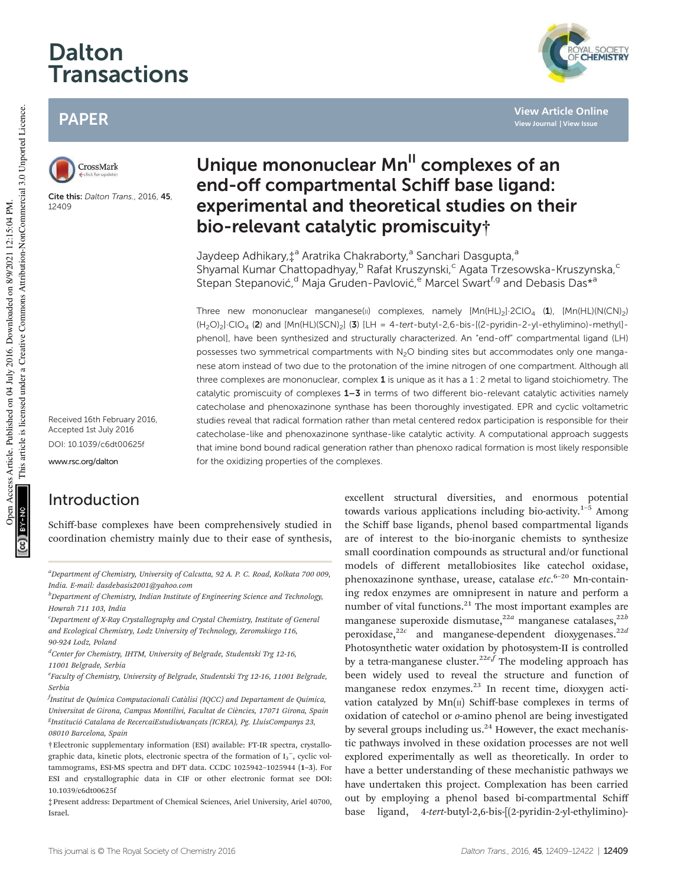# Dalton Transactions

## PAPER

Cite this: *Dalton Trans.*, 2016, **45**, 12409

# Unique mononuclear Mn$^{II}$ complexes of an end-off compartmental Schiff base ligand: experimental and theoretical studies on their bio-relevant catalytic promiscuity†

Jaydeep Adhikary,‡[a] Aratrika Chakraborty,[a] Sanchari Dasgupta,[a] Shyamal Kumar Chattopadhyay,[b] Rafał Kruszynski,[c] Agata Trzesowska-Kruszynska,[c] Stepan Stepanović,[d] Maja Gruden-Pavlović,[e] Marcel Swart[f,g] and Debasis Das*[a]

Received 16th February 2016, Accepted 1st July 2016

DOI: 10.1039/c6dt00625f

www.rsc.org/dalton

Three new mononuclear manganese(II) complexes, namely $[Mn(HL)_2]\cdot 2ClO_4$ (**1**), $[Mn(HL)(N(CN)_2)(H_2O)_2]\cdot ClO_4$ (**2**) and $[Mn(HL)(SCN)_2]$ (**3**) [LH = 4-*tert*-butyl-2,6-bis-[(2-pyridin-2-yl-ethylimino)-methyl]-phenol], have been synthesized and structurally characterized. An "end-off" compartmental ligand (LH) possesses two symmetrical compartments with $N_2O$ binding sites but accommodates only one manganese atom instead of two due to the protonation of the imine nitrogen of one compartment. Although all three complexes are mononuclear, complex **1** is unique as it has a 1 : 2 metal to ligand stoichiometry. The catalytic promiscuity of complexes **1–3** in terms of two different bio-relevant catalytic activities namely catecholase and phenoxazinone synthase has been thoroughly investigated. EPR and cyclic voltametric studies reveal that radical formation rather than metal centered redox participation is responsible for their catecholase-like and phenoxazinone synthase-like catalytic activity. A computational approach suggests that imine bond bound radical generation rather than phenoxo radical formation is most likely responsible for the oxidizing properties of the complexes.

## Introduction

Schiff-base complexes have been comprehensively studied in coordination chemistry mainly due to their ease of synthesis, excellent structural diversities, and enormous potential towards various applications including bio-activity.[1–5] Among the Schiff base ligands, phenol based compartmental ligands are of interest to the bio-inorganic chemists to synthesize small coordination compounds as structural and/or functional models of different metallobiosites like catechol oxidase, phenoxazinone synthase, urease, catalase *etc*.[6–20] Mn-containing redox enzymes are omnipresent in nature and perform a number of vital functions.[21] The most important examples are manganese superoxide dismutase,[22a] manganese catalases,[22b] peroxidase,[22c] and manganese-dependent dioxygenases.[22d] Photosynthetic water oxidation by photosystem-II is controlled by a tetra-manganese cluster.[22e,f] The modeling approach has been widely used to reveal the structure and function of manganese redox enzymes.[23] In recent time, dioxygen activation catalyzed by Mn(II) Schiff-base complexes in terms of oxidation of catechol or *o*-amino phenol are being investigated by several groups including us.[24] However, the exact mechanistic pathways involved in these oxidation processes are not well explored experimentally as well as theoretically. In order to have a better understanding of these mechanistic pathways we have undertaken this project. Complexation has been carried out by employing a phenol based bi-compartmental Schiff base ligand, 4-*tert*-butyl-2,6-bis-[(2-pyridin-2-yl-ethylimino)-

---

[a] Department of Chemistry, University of Calcutta, 92 A. P. C. Road, Kolkata 700 009, India. E-mail: dasdebasis2001@yahoo.com

[b] Department of Chemistry, Indian Institute of Engineering Science and Technology, Howrah 711 103, India

[c] Department of X-Ray Crystallography and Crystal Chemistry, Institute of General and Ecological Chemistry, Lodz University of Technology, Zeromskiego 116, 90-924 Lodz, Poland

[d] Center for Chemistry, IHTM, University of Belgrade, Studentski Trg 12-16, 11001 Belgrade, Serbia

[e] Faculty of Chemistry, University of Belgrade, Studentski Trg 12-16, 11001 Belgrade, Serbia

[f] Institut de Química Computacional Catàlisi (IQCC) and Departament de Química, Universitat de Girona, Campus Montilivi, Facultat de Ciències, 17071 Girona, Spain

[g] Institució Catalana de RecercaiEstudisAvançats (ICREA), Pg. LluísCompanys 23, 08010 Barcelona, Spain

† Electronic supplementary information (ESI) available: FT-IR spectra, crystallographic data, kinetic plots, electronic spectra of the formation of $I_3^-$, cyclic voltammograms, ESI-MS spectra and DFT data. CCDC 1025942–1025944 (**1–3**). For ESI and crystallographic data in CIF or other electronic format see DOI: 10.1039/c6dt00625f

‡ Present address: Department of Chemical Sciences, Ariel University, Ariel 40700, Israel.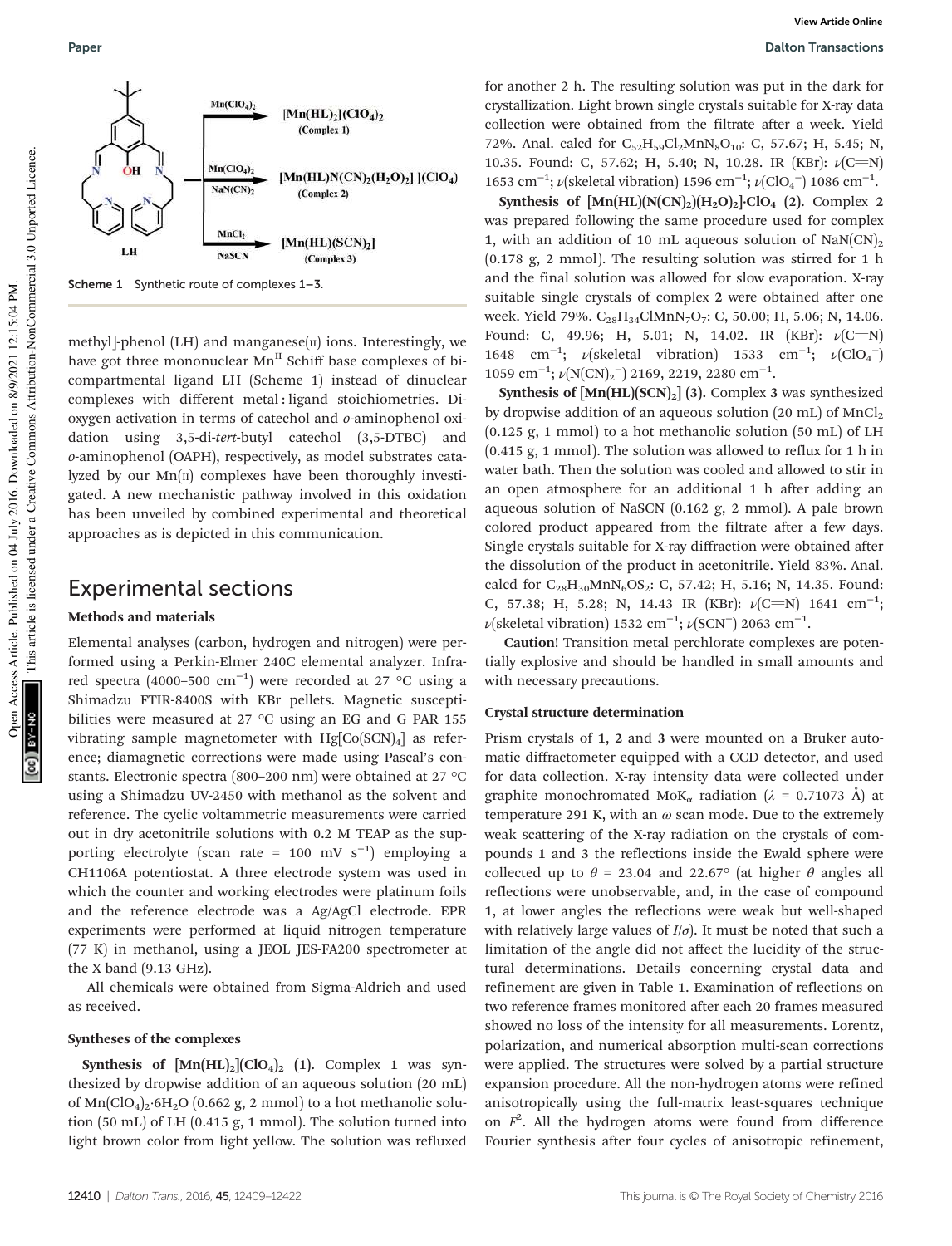Scheme 1 Synthetic route of complexes **1–3**.

methyl]-phenol (LH) and manganese(II) ions. Interestingly, we have got three mononuclear $Mn^{II}$ Schiff base complexes of bi-compartmental ligand LH (Scheme 1) instead of dinuclear complexes with different metal : ligand stoichiometries. Dioxygen activation in terms of catechol and *o*-aminophenol oxidation using 3,5-di-*tert*-butyl catechol (3,5-DTBC) and *o*-aminophenol (OAPH), respectively, as model substrates catalyzed by our Mn(II) complexes have been thoroughly investigated. A new mechanistic pathway involved in this oxidation has been unveiled by combined experimental and theoretical approaches as is depicted in this communication.

## Experimental sections

### Methods and materials

Elemental analyses (carbon, hydrogen and nitrogen) were performed using a Perkin-Elmer 240C elemental analyzer. Infrared spectra (4000–500 $cm^{-1}$) were recorded at 27 °C using a Shimadzu FTIR-8400S with KBr pellets. Magnetic susceptibilities were measured at 27 °C using an EG and G PAR 155 vibrating sample magnetometer with $Hg[Co(SCN)_4]$ as reference; diamagnetic corrections were made using Pascal's constants. Electronic spectra (800–200 nm) were obtained at 27 °C using a Shimadzu UV-2450 with methanol as the solvent and reference. The cyclic voltammetric measurements were carried out in dry acetonitrile solutions with 0.2 M TEAP as the supporting electrolyte (scan rate = 100 mV $s^{-1}$) employing a CH1106A potentiostat. A three electrode system was used in which the counter and working electrodes were platinum foils and the reference electrode was a Ag/AgCl electrode. EPR experiments were performed at liquid nitrogen temperature (77 K) in methanol, using a JEOL JES-FA200 spectrometer at the X band (9.13 GHz).

All chemicals were obtained from Sigma-Aldrich and used as received.

### Syntheses of the complexes

**Synthesis of $[Mn(HL)_2](ClO_4)_2$ (1).** Complex **1** was synthesized by dropwise addition of an aqueous solution (20 mL) of $Mn(ClO_4)_2 \cdot 6H_2O$ (0.662 g, 2 mmol) to a hot methanolic solution (50 mL) of LH (0.415 g, 1 mmol). The solution turned into light brown color from light yellow. The solution was refluxed for another 2 h. The resulting solution was put in the dark for crystallization. Light brown single crystals suitable for X-ray data collection were obtained from the filtrate after a week. Yield 72%. Anal. calcd for $C_{52}H_{59}Cl_2MnN_8O_{10}$: C, 57.67; H, 5.45; N, 10.35. Found: C, 57.62; H, 5.40; N, 10.28. IR (KBr): $\nu$(C=N) 1653 $cm^{-1}$; $\nu$(skeletal vibration) 1596 $cm^{-1}$; $\nu(ClO_4^-)$ 1086 $cm^{-1}$.

**Synthesis of $[Mn(HL)(N(CN)_2)(H_2O)_2]\cdot ClO_4$ (2).** Complex **2** was prepared following the same procedure used for complex **1**, with an addition of 10 mL aqueous solution of $NaN(CN)_2$ (0.178 g, 2 mmol). The resulting solution was stirred for 1 h and the final solution was allowed for slow evaporation. X-ray suitable single crystals of complex **2** were obtained after one week. Yield 79%. $C_{28}H_{34}ClMnN_7O_7$: C, 50.00; H, 5.06; N, 14.06. Found: C, 49.96; H, 5.01; N, 14.02. IR (KBr): $\nu$(C=N) 1648 $cm^{-1}$; $\nu$(skeletal vibration) 1533 $cm^{-1}$; $\nu(ClO_4^-)$ 1059 $cm^{-1}$; $\nu(N(CN)_2^-)$ 2169, 2219, 2280 $cm^{-1}$.

**Synthesis of $[Mn(HL)(SCN)_2]$ (3).** Complex **3** was synthesized by dropwise addition of an aqueous solution (20 mL) of $MnCl_2$ (0.125 g, 1 mmol) to a hot methanolic solution (50 mL) of LH (0.415 g, 1 mmol). The solution was allowed to reflux for 1 h in water bath. Then the solution was cooled and allowed to stir in an open atmosphere for an additional 1 h after adding an aqueous solution of NaSCN (0.162 g, 2 mmol). A pale brown colored product appeared from the filtrate after a few days. Single crystals suitable for X-ray diffraction were obtained after the dissolution of the product in acetonitrile. Yield 83%. Anal. calcd for $C_{28}H_{30}MnN_6OS_2$: C, 57.42; H, 5.16; N, 14.35. Found: C, 57.38; H, 5.28; N, 14.43 IR (KBr): $\nu$(C=N) 1641 $cm^{-1}$; $\nu$(skeletal vibration) 1532 $cm^{-1}$; $\nu(SCN^-)$ 2063 $cm^{-1}$.

**Caution!** Transition metal perchlorate complexes are potentially explosive and should be handled in small amounts and with necessary precautions.

### Crystal structure determination

Prism crystals of **1**, **2** and **3** were mounted on a Bruker automatic diffractometer equipped with a CCD detector, and used for data collection. X-ray intensity data were collected under graphite monochromated $MoK_\alpha$ radiation ($\lambda$ = 0.71073 Å) at temperature 291 K, with an $\omega$ scan mode. Due to the extremely weak scattering of the X-ray radiation on the crystals of compounds **1** and **3** the reflections inside the Ewald sphere were collected up to $\theta$ = 23.04 and 22.67° (at higher $\theta$ angles all reflections were unobservable, and, in the case of compound **1**, at lower angles the reflections were weak but well-shaped with relatively large values of $I/\sigma$). It must be noted that such a limitation of the angle did not affect the lucidity of the structural determinations. Details concerning crystal data and refinement are given in Table 1. Examination of reflections on two reference frames monitored after each 20 frames measured showed no loss of the intensity for all measurements. Lorentz, polarization, and numerical absorption multi-scan corrections were applied. The structures were solved by a partial structure expansion procedure. All the non-hydrogen atoms were refined anisotropically using the full-matrix least-squares technique on $F^2$. All the hydrogen atoms were found from difference Fourier synthesis after four cycles of anisotropic refinement,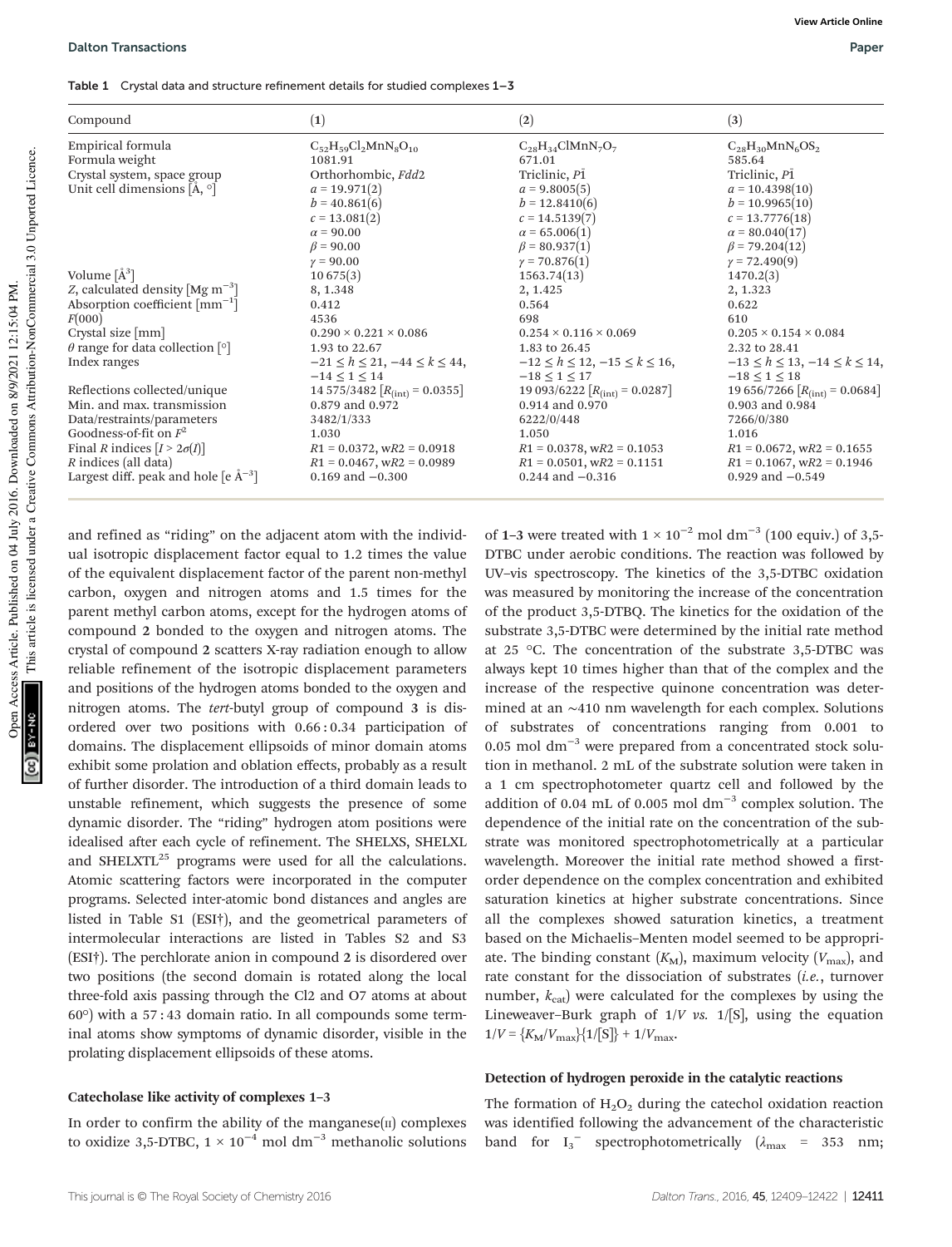**Table 1** Crystal data and structure refinement details for studied complexes **1–3**

| Compound | (**1**) | (**2**) | (**3**) |
|---|---|---|---|
| Empirical formula | $C_{52}H_{59}Cl_2MnN_8O_{10}$ | $C_{28}H_{34}ClMnN_7O_7$ | $C_{28}H_{30}MnN_6OS_2$ |
| Formula weight | 1081.91 | 671.01 | 585.64 |
| Crystal system, space group | Orthorhombic, *Fdd*2 | Triclinic, $P\bar{1}$ | Triclinic, $P\bar{1}$ |
| Unit cell dimensions [Å, °] | *a* = 19.971(2) | *a* = 9.8005(5) | *a* = 10.4398(10) |
| | *b* = 40.861(6) | *b* = 12.8410(6) | *b* = 10.9965(10) |
| | *c* = 13.081(2) | *c* = 14.5139(7) | *c* = 13.7776(18) |
| | *α* = 90.00 | *α* = 65.006(1) | *α* = 80.040(17) |
| | *β* = 90.00 | *β* = 80.937(1) | *β* = 79.204(12) |
| | *γ* = 90.00 | *γ* = 70.876(1) | *γ* = 72.490(9) |
| Volume [Å$^3$] | 10 675(3) | 1563.74(13) | 1470.2(3) |
| *Z*, calculated density [Mg m$^{-3}$] | 8, 1.348 | 2, 1.425 | 2, 1.323 |
| Absorption coefficient [mm$^{-1}$] | 0.412 | 0.564 | 0.622 |
| *F*(000) | 4536 | 698 | 610 |
| Crystal size [mm] | 0.290 × 0.221 × 0.086 | 0.254 × 0.116 × 0.069 | 0.205 × 0.154 × 0.084 |
| *θ* range for data collection [°] | 1.93 to 22.67 | 1.83 to 26.45 | 2.32 to 28.41 |
| Index ranges | $-21 \leq h \leq 21$, $-44 \leq k \leq 44$, $-14 \leq l \leq 14$ | $-12 \leq h \leq 12$, $-15 \leq k \leq 16$, $-18 \leq l \leq 17$ | $-13 \leq h \leq 13$, $-14 \leq k \leq 14$, $-18 \leq l \leq 18$ |
| Reflections collected/unique | 14 575/3482 [$R_{(int)}$ = 0.0355] | 19 093/6222 [$R_{(int)}$ = 0.0287] | 19 656/7266 [$R_{(int)}$ = 0.0684] |
| Min. and max. transmission | 0.879 and 0.972 | 0.914 and 0.970 | 0.903 and 0.984 |
| Data/restraints/parameters | 3482/1/333 | 6222/0/448 | 7266/0/380 |
| Goodness-of-fit on $F^2$ | 1.030 | 1.050 | 1.016 |
| Final *R* indices [$I > 2\sigma(I)$] | $R1$ = 0.0372, w$R2$ = 0.0918 | $R1$ = 0.0378, w$R2$ = 0.1053 | $R1$ = 0.0672, w$R2$ = 0.1655 |
| *R* indices (all data) | $R1$ = 0.0467, w$R2$ = 0.0989 | $R1$ = 0.0501, w$R2$ = 0.1151 | $R1$ = 0.1067, w$R2$ = 0.1946 |
| Largest diff. peak and hole [e Å$^{-3}$] | 0.169 and −0.300 | 0.244 and −0.316 | 0.929 and −0.549 |

and refined as "riding" on the adjacent atom with the individual isotropic displacement factor equal to 1.2 times the value of the equivalent displacement factor of the parent non-methyl carbon, oxygen and nitrogen atoms and 1.5 times for the parent methyl carbon atoms, except for the hydrogen atoms of compound **2** bonded to the oxygen and nitrogen atoms. The crystal of compound **2** scatters X-ray radiation enough to allow reliable refinement of the isotropic displacement parameters and positions of the hydrogen atoms bonded to the oxygen and nitrogen atoms. The *tert*-butyl group of compound **3** is disordered over two positions with 0.66 : 0.34 participation of domains. The displacement ellipsoids of minor domain atoms exhibit some prolation and oblation effects, probably as a result of further disorder. The introduction of a third domain leads to unstable refinement, which suggests the presence of some dynamic disorder. The "riding" hydrogen atom positions were idealised after each cycle of refinement. The SHELXS, SHELXL and SHELXTL[25] programs were used for all the calculations. Atomic scattering factors were incorporated in the computer programs. Selected inter-atomic bond distances and angles are listed in Table S1 (ESI†), and the geometrical parameters of intermolecular interactions are listed in Tables S2 and S3 (ESI†). The perchlorate anion in compound **2** is disordered over two positions (the second domain is rotated along the local three-fold axis passing through the Cl2 and O7 atoms at about 60°) with a 57 : 43 domain ratio. In all compounds some terminal atoms show symptoms of dynamic disorder, visible in the prolating displacement ellipsoids of these atoms.

### Catecholase like activity of complexes 1–3

In order to confirm the ability of the manganese(II) complexes to oxidize 3,5-DTBC, $1 \times 10^{-4}$ mol dm$^{-3}$ methanolic solutions of **1–3** were treated with $1 \times 10^{-2}$ mol dm$^{-3}$ (100 equiv.) of 3,5-DTBC under aerobic conditions. The reaction was followed by UV–vis spectroscopy. The kinetics of the 3,5-DTBC oxidation was measured by monitoring the increase of the concentration of the product 3,5-DTBQ. The kinetics for the oxidation of the substrate 3,5-DTBC were determined by the initial rate method at 25 °C. The concentration of the substrate 3,5-DTBC was always kept 10 times higher than that of the complex and the increase of the respective quinone concentration was determined at an ~410 nm wavelength for each complex. Solutions of substrates of concentrations ranging from 0.001 to 0.05 mol dm$^{-3}$ were prepared from a concentrated stock solution in methanol. 2 mL of the substrate solution were taken in a 1 cm spectrophotometer quartz cell and followed by the addition of 0.04 mL of 0.005 mol dm$^{-3}$ complex solution. The dependence of the initial rate on the concentration of the substrate was monitored spectrophotometrically at a particular wavelength. Moreover the initial rate method showed a first-order dependence on the complex concentration and exhibited saturation kinetics at higher substrate concentrations. Since all the complexes showed saturation kinetics, a treatment based on the Michaelis–Menten model seemed to be appropriate. The binding constant ($K_M$), maximum velocity ($V_{max}$), and rate constant for the dissociation of substrates (*i.e.*, turnover number, $k_{cat}$) were calculated for the complexes by using the Lineweaver–Burk graph of $1/V$ *vs.* $1/[S]$, using the equation $1/V = \{K_M/V_{max}\}\{1/[S]\} + 1/V_{max}$.

### Detection of hydrogen peroxide in the catalytic reactions

The formation of $H_2O_2$ during the catechol oxidation reaction was identified following the advancement of the characteristic band for $I_3^-$ spectrophotometrically ($\lambda_{max}$ = 353 nm;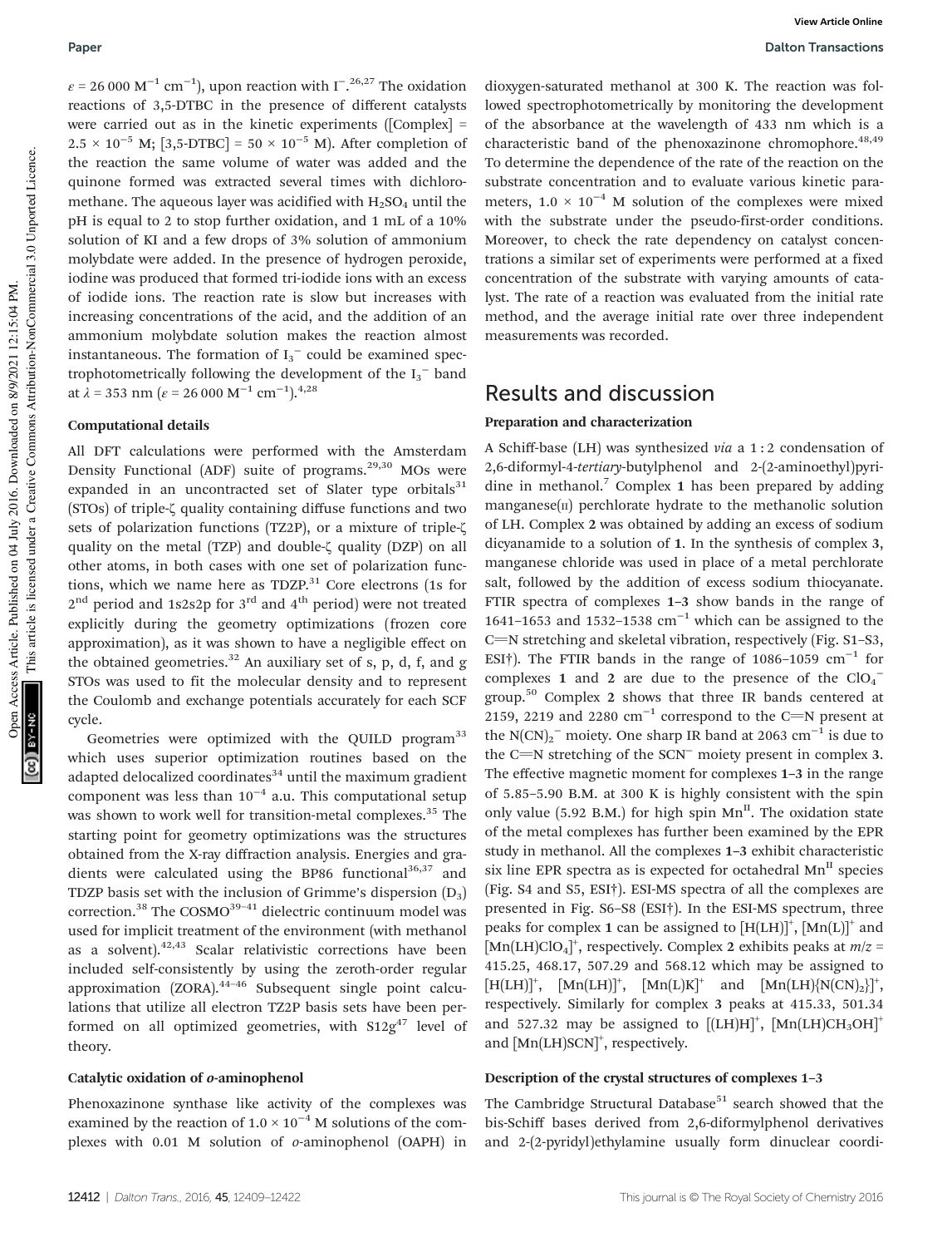$\varepsilon$ = 26 000 $M^{-1}$ $cm^{-1}$), upon reaction with $I^-$.[26,27] The oxidation reactions of 3,5-DTBC in the presence of different catalysts were carried out as in the kinetic experiments ([Complex] = $2.5 \times 10^{-5}$ M; [3,5-DTBC] = $50 \times 10^{-5}$ M). After completion of the reaction the same volume of water was added and the quinone formed was extracted several times with dichloromethane. The aqueous layer was acidified with $H_2SO_4$ until the pH is equal to 2 to stop further oxidation, and 1 mL of a 10% solution of KI and a few drops of 3% solution of ammonium molybdate were added. In the presence of hydrogen peroxide, iodine was produced that formed tri-iodide ions with an excess of iodide ions. The reaction rate is slow but increases with increasing concentrations of the acid, and the addition of an ammonium molybdate solution makes the reaction almost instantaneous. The formation of $I_3^-$ could be examined spectrophotometrically following the development of the $I_3^-$ band at $\lambda$ = 353 nm ($\varepsilon$ = 26 000 $M^{-1}$ $cm^{-1}$).[4,28]

### Computational details

All DFT calculations were performed with the Amsterdam Density Functional (ADF) suite of programs.[29,30] MOs were expanded in an uncontracted set of Slater type orbitals[31] (STOs) of triple-ζ quality containing diffuse functions and two sets of polarization functions (TZ2P), or a mixture of triple-ζ quality on the metal (TZP) and double-ζ quality (DZP) on all other atoms, in both cases with one set of polarization functions, which we name here as TDZP.[31] Core electrons (1s for 2nd period and 1s2s2p for 3rd and 4th period) were not treated explicitly during the geometry optimizations (frozen core approximation), as it was shown to have a negligible effect on the obtained geometries.[32] An auxiliary set of s, p, d, f, and g STOs was used to fit the molecular density and to represent the Coulomb and exchange potentials accurately for each SCF cycle.

Geometries were optimized with the QUILD program[33] which uses superior optimization routines based on the adapted delocalized coordinates[34] until the maximum gradient component was less than $10^{-4}$ a.u. This computational setup was shown to work well for transition-metal complexes.[35] The starting point for geometry optimizations was the structures obtained from the X-ray diffraction analysis. Energies and gradients were calculated using the BP86 functional[36,37] and TDZP basis set with the inclusion of Grimme's dispersion ($D_3$) correction.[38] The COSMO[39–41] dielectric continuum model was used for implicit treatment of the environment (with methanol as a solvent).[42,43] Scalar relativistic corrections have been included self-consistently by using the zeroth-order regular approximation (ZORA).[44–46] Subsequent single point calculations that utilize all electron TZ2P basis sets have been performed on all optimized geometries, with S12g[47] level of theory.

### Catalytic oxidation of *o*-aminophenol

Phenoxazinone synthase like activity of the complexes was examined by the reaction of $1.0 \times 10^{-4}$ M solutions of the complexes with 0.01 M solution of *o*-aminophenol (OAPH) in dioxygen-saturated methanol at 300 K. The reaction was followed spectrophotometrically by monitoring the development of the absorbance at the wavelength of 433 nm which is a characteristic band of the phenoxazinone chromophore.[48,49] To determine the dependence of the rate of the reaction on the substrate concentration and to evaluate various kinetic parameters, $1.0 \times 10^{-4}$ M solution of the complexes were mixed with the substrate under the pseudo-first-order conditions. Moreover, to check the rate dependency on catalyst concentrations a similar set of experiments were performed at a fixed concentration of the substrate with varying amounts of catalyst. The rate of a reaction was evaluated from the initial rate method, and the average initial rate over three independent measurements was recorded.

## Results and discussion

### Preparation and characterization

A Schiff-base (LH) was synthesized *via* a 1 : 2 condensation of 2,6-diformyl-4-*tertiary*-butylphenol and 2-(2-aminoethyl)pyridine in methanol.[7] Complex **1** has been prepared by adding manganese(II) perchlorate hydrate to the methanolic solution of LH. Complex **2** was obtained by adding an excess of sodium dicyanamide to a solution of **1**. In the synthesis of complex **3**, manganese chloride was used in place of a metal perchlorate salt, followed by the addition of excess sodium thiocyanate. FTIR spectra of complexes **1–3** show bands in the range of 1641–1653 and 1532–1538 $cm^{-1}$ which can be assigned to the C=N stretching and skeletal vibration, respectively (Fig. S1–S3, ESI†). The FTIR bands in the range of 1086–1059 $cm^{-1}$ for complexes **1** and **2** are due to the presence of the $ClO_4^-$ group.[50] Complex **2** shows that three IR bands centered at 2159, 2219 and 2280 $cm^{-1}$ correspond to the C≡N present at the $N(CN)_2^-$ moiety. One sharp IR band at 2063 $cm^{-1}$ is due to the C≡N stretching of the $SCN^-$ moiety present in complex **3**. The effective magnetic moment for complexes **1–3** in the range of 5.85–5.90 B.M. at 300 K is highly consistent with the spin only value (5.92 B.M.) for high spin $Mn^{II}$. The oxidation state of the metal complexes has further been examined by the EPR study in methanol. All the complexes **1–3** exhibit characteristic six line EPR spectra as is expected for octahedral $Mn^{II}$ species (Fig. S4 and S5, ESI†). ESI-MS spectra of all the complexes are presented in Fig. S6–S8 (ESI†). In the ESI-MS spectrum, three peaks for complex **1** can be assigned to $[H(LH)]^+$, $[Mn(L)]^+$ and $[Mn(LH)ClO_4]^+$, respectively. Complex **2** exhibits peaks at $m/z$ = 415.25, 468.17, 507.29 and 568.12 which may be assigned to $[H(LH)]^+$, $[Mn(LH)]^+$, $[Mn(L)K]^+$ and $[Mn(LH)\{N(CN)_2\}]^+$, respectively. Similarly for complex **3** peaks at 415.33, 501.34 and 527.32 may be assigned to $[(LH)H]^+$, $[Mn(LH)CH_3OH]^+$ and $[Mn(LH)SCN]^+$, respectively.

### Description of the crystal structures of complexes 1–3

The Cambridge Structural Database[51] search showed that the bis-Schiff bases derived from 2,6-diformylphenol derivatives and 2-(2-pyridyl)ethylamine usually form dinuclear coordi-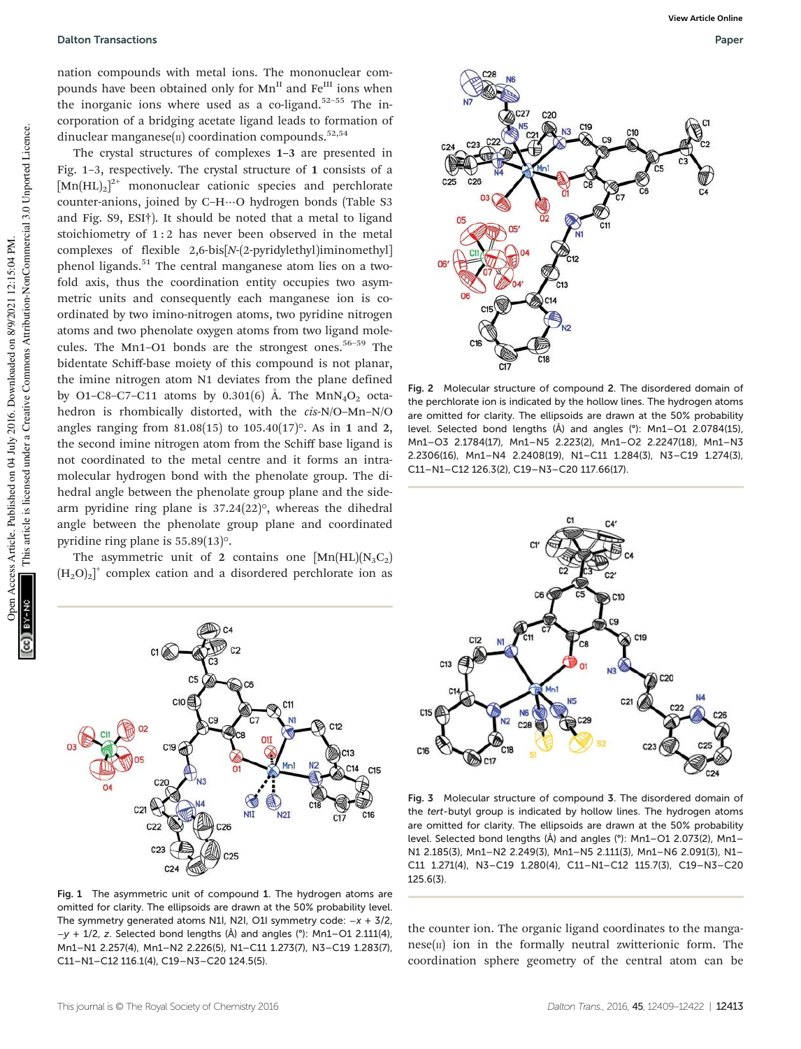nation compounds with metal ions. The mononuclear compounds have been obtained only for $Mn^{II}$ and $Fe^{III}$ ions when the inorganic ions where used as a co-ligand.[52–55] The incorporation of a bridging acetate ligand leads to formation of dinuclear manganese(II) coordination compounds.[52,54]

The crystal structures of complexes **1–3** are presented in Fig. 1–3, respectively. The crystal structure of **1** consists of a $[Mn(HL)_2]^{2+}$ mononuclear cationic species and perchlorate counter-anions, joined by C–H⋯O hydrogen bonds (Table S3 and Fig. S9, ESI†). It should be noted that a metal to ligand stoichiometry of 1 : 2 has never been observed in the metal complexes of flexible 2,6-bis[*N*-(2-pyridylethyl)iminomethyl] phenol ligands.[51] The central manganese atom lies on a two-fold axis, thus the coordination entity occupies two asymmetric units and consequently each manganese ion is coordinated by two imino-nitrogen atoms, two pyridine nitrogen atoms and two phenolate oxygen atoms from two ligand molecules. The Mn1–O1 bonds are the strongest ones.[56–59] The bidentate Schiff-base moiety of this compound is not planar, the imine nitrogen atom N1 deviates from the plane defined by O1–C8–C7–C11 atoms by 0.301(6) Å. The $MnN_4O_2$ octahedron is rhombically distorted, with the *cis*-N/O–Mn–N/O angles ranging from 81.08(15) to 105.40(17)°. As in **1** and **2**, the second imine nitrogen atom from the Schiff base ligand is not coordinated to the metal centre and it forms an intramolecular hydrogen bond with the phenolate group. The dihedral angle between the phenolate group plane and the side-arm pyridine ring plane is 37.24(22)°, whereas the dihedral angle between the phenolate group plane and coordinated pyridine ring plane is 55.89(13)°.

The asymmetric unit of **2** contains one $[Mn(HL)(N_3C_2)(H_2O)_2]^+$ complex cation and a disordered perchlorate ion as the counter ion. The organic ligand coordinates to the manganese(II) ion in the formally neutral zwitterionic form. The coordination sphere geometry of the central atom can be

Fig. 1 The asymmetric unit of compound **1**. The hydrogen atoms are omitted for clarity. The ellipsoids are drawn at the 50% probability level. The symmetry generated atoms N1I, N2I, O1I symmetry code: $-x + 3/2$, $-y + 1/2$, $z$. Selected bond lengths (Å) and angles (°): Mn1–O1 2.111(4), Mn1–N1 2.257(4), Mn1–N2 2.226(5), N1–C11 1.273(7), N3–C19 1.283(7), C11–N1–C12 116.1(4), C19–N3–C20 124.5(5).

Fig. 2 Molecular structure of compound **2**. The disordered domain of the perchlorate ion is indicated by the hollow lines. The hydrogen atoms are omitted for clarity. The ellipsoids are drawn at the 50% probability level. Selected bond lengths (Å) and angles (°): Mn1–O1 2.0784(15), Mn1–O3 2.1784(17), Mn1–N5 2.223(2), Mn1–O2 2.2247(18), Mn1–N3 2.2306(16), Mn1–N4 2.2408(19), N1–C11 1.284(3), N3–C19 1.274(3), C11–N1–C12 126.3(2), C19–N3–C20 117.66(17).

Fig. 3 Molecular structure of compound **3**. The disordered domain of the *tert*-butyl group is indicated by hollow lines. The hydrogen atoms are omitted for clarity. The ellipsoids are drawn at the 50% probability level. Selected bond lengths (Å) and angles (°): Mn1–O1 2.073(2), Mn1–N1 2.185(3), Mn1–N2 2.249(3), Mn1–N5 2.111(3), Mn1–N6 2.091(3), N1–C11 1.271(4), N3–C19 1.280(4), C11–N1–C12 115.7(3), C19–N3–C20 125.6(3).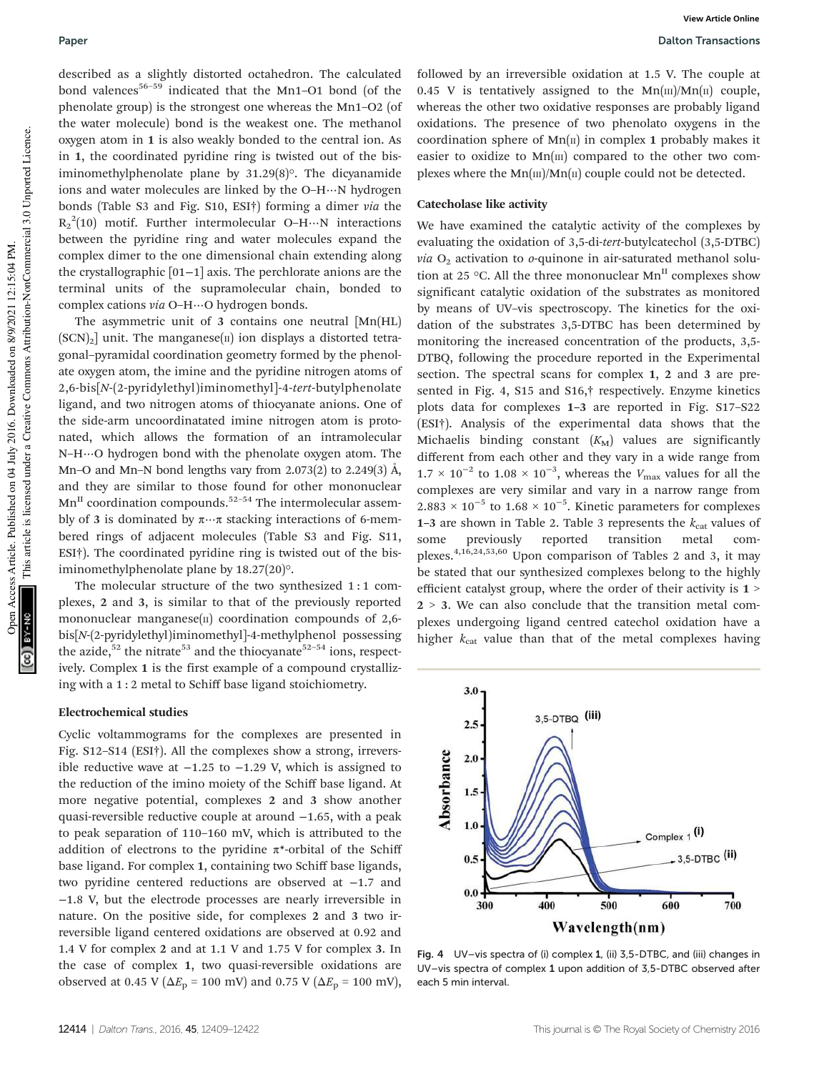described as a slightly distorted octahedron. The calculated bond valences[56–59] indicated that the Mn1–O1 bond (of the phenolate group) is the strongest one whereas the Mn1–O2 (of the water molecule) bond is the weakest one. The methanol oxygen atom in 1 is also weakly bonded to the central ion. As in 1, the coordinated pyridine ring is twisted out of the bis-iminomethylphenolate plane by 31.29(8)°. The dicyanamide ions and water molecules are linked by the O–H⋯N hydrogen bonds (Table S3 and Fig. S10, ESI†) forming a dimer *via* the $R_2^2(10)$ motif. Further intermolecular O–H⋯N interactions between the pyridine ring and water molecules expand the complex dimer to the one dimensional chain extending along the crystallographic [01−1] axis. The perchlorate anions are the terminal units of the supramolecular chain, bonded to complex cations *via* O–H⋯O hydrogen bonds.

The asymmetric unit of 3 contains one neutral [Mn(HL)(SCN)$_2$] unit. The manganese(II) ion displays a distorted tetragonal–pyramidal coordination geometry formed by the phenolate oxygen atom, the imine and the pyridine nitrogen atoms of 2,6-bis[*N*-(2-pyridylethyl)iminomethyl]-4-*tert*-butylphenolate ligand, and two nitrogen atoms of thiocyanate anions. One of the side-arm uncoordinatated imine nitrogen atom is protonated, which allows the formation of an intramolecular N–H⋯O hydrogen bond with the phenolate oxygen atom. The Mn–O and Mn–N bond lengths vary from 2.073(2) to 2.249(3) Å, and they are similar to those found for other mononuclear $Mn^{II}$ coordination compounds.[52–54] The intermolecular assembly of 3 is dominated by π⋯π stacking interactions of 6-membered rings of adjacent molecules (Table S3 and Fig. S11, ESI†). The coordinated pyridine ring is twisted out of the bis-iminomethylphenolate plane by 18.27(20)°.

The molecular structure of the two synthesized 1 : 1 complexes, 2 and 3, is similar to that of the previously reported mononuclear manganese(II) coordination compounds of 2,6-bis[*N*-(2-pyridylethyl)iminomethyl]-4-methylphenol possessing the azide,[52] the nitrate[53] and the thiocyanate[52–54] ions, respectively. Complex 1 is the first example of a compound crystallizing with a 1 : 2 metal to Schiff base ligand stoichiometry.

### Electrochemical studies

Cyclic voltammograms for the complexes are presented in Fig. S12–S14 (ESI†). All the complexes show a strong, irreversible reductive wave at −1.25 to −1.29 V, which is assigned to the reduction of the imino moiety of the Schiff base ligand. At more negative potential, complexes 2 and 3 show another quasi-reversible reductive couple at around −1.65, with a peak to peak separation of 110–160 mV, which is attributed to the addition of electrons to the pyridine π*-orbital of the Schiff base ligand. For complex 1, containing two Schiff base ligands, two pyridine centered reductions are observed at −1.7 and −1.8 V, but the electrode processes are nearly irreversible in nature. On the positive side, for complexes 2 and 3 two irreversible ligand centered oxidations are observed at 0.92 and 1.4 V for complex 2 and at 1.1 V and 1.75 V for complex 3. In the case of complex 1, two quasi-reversible oxidations are observed at 0.45 V ($\Delta E_p$ = 100 mV) and 0.75 V ($\Delta E_p$ = 100 mV), followed by an irreversible oxidation at 1.5 V. The couple at 0.45 V is tentatively assigned to the Mn(III)/Mn(II) couple, whereas the other two oxidative responses are probably ligand oxidations. The presence of two phenolato oxygens in the coordination sphere of Mn(II) in complex 1 probably makes it easier to oxidize to Mn(III) compared to the other two complexes where the Mn(III)/Mn(II) couple could not be detected.

### Catecholase like activity

We have examined the catalytic activity of the complexes by evaluating the oxidation of 3,5-di-*tert*-butylcatechol (3,5-DTBC) *via* $O_2$ activation to *o*-quinone in air-saturated methanol solution at 25 °C. All the three mononuclear $Mn^{II}$ complexes show significant catalytic oxidation of the substrates as monitored by means of UV–vis spectroscopy. The kinetics for the oxidation of the substrates 3,5-DTBC has been determined by monitoring the increased concentration of the products, 3,5-DTBQ, following the procedure reported in the Experimental section. The spectral scans for complex 1, 2 and 3 are presented in Fig. 4, S15 and S16,† respectively. Enzyme kinetics plots data for complexes 1–3 are reported in Fig. S17–S22 (ESI†). Analysis of the experimental data shows that the Michaelis binding constant ($K_M$) values are significantly different from each other and they vary in a wide range from $1.7 \times 10^{-2}$ to $1.08 \times 10^{-3}$, whereas the $V_{max}$ values for all the complexes are very similar and vary in a narrow range from $2.883 \times 10^{-5}$ to $1.68 \times 10^{-5}$. Kinetic parameters for complexes 1–3 are shown in Table 2. Table 3 represents the $k_{cat}$ values of some previously reported transition metal complexes.[4,16,24,53,60] Upon comparison of Tables 2 and 3, it may be stated that our synthesized complexes belong to the highly efficient catalyst group, where the order of their activity is 1 > 2 > 3. We can also conclude that the transition metal complexes undergoing ligand centred catechol oxidation have a higher $k_{cat}$ value than that of the metal complexes having

Fig. 4 UV–vis spectra of (i) complex 1, (ii) 3,5-DTBC, and (iii) changes in UV–vis spectra of complex 1 upon addition of 3,5-DTBC observed after each 5 min interval.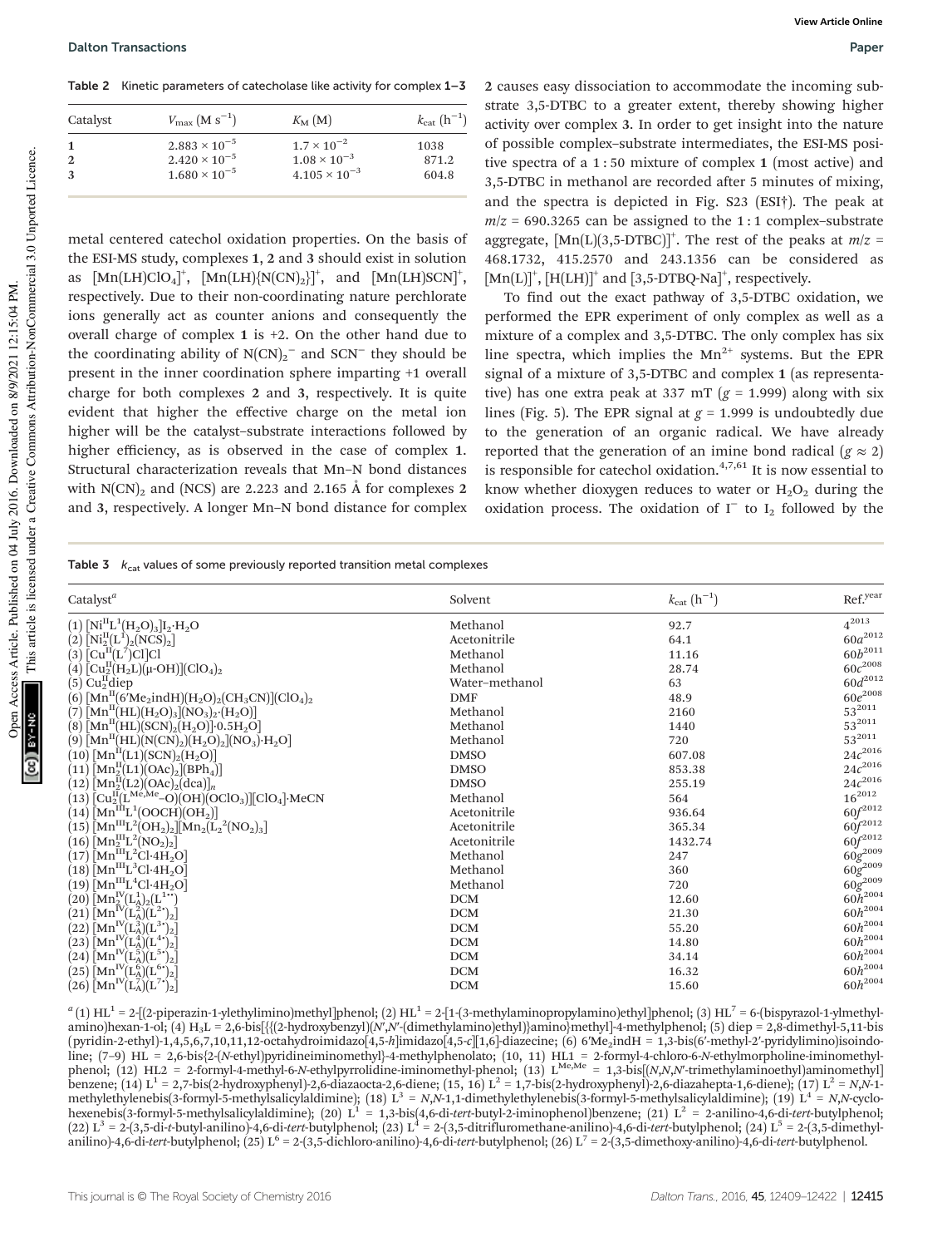Table 2 Kinetic parameters of catecholase like activity for complex 1–3

| Catalyst | $V_{max}$ (M s$^{-1}$) | $K_M$ (M) | $k_{cat}$ (h$^{-1}$) |
|---|---|---|---|
| 1 | $2.883 \times 10^{-5}$ | $1.7 \times 10^{-2}$ | 1038 |
| 2 | $2.420 \times 10^{-5}$ | $1.08 \times 10^{-3}$ | 871.2 |
| 3 | $1.680 \times 10^{-5}$ | $4.105 \times 10^{-3}$ | 604.8 |

metal centered catechol oxidation properties. On the basis of the ESI-MS study, complexes **1**, **2** and **3** should exist in solution as $[Mn(LH)ClO_4]^+$, $[Mn(LH)\{N(CN)_2\}]^+$, and $[Mn(LH)SCN]^+$, respectively. Due to their non-coordinating nature perchlorate ions generally act as counter anions and consequently the overall charge of complex **1** is +2. On the other hand due to the coordinating ability of $N(CN)_2^-$ and $SCN^-$ they should be present in the inner coordination sphere imparting +1 overall charge for both complexes **2** and **3**, respectively. It is quite evident that higher the effective charge on the metal ion higher will be the catalyst–substrate interactions followed by higher efficiency, as is observed in the case of complex **1**. Structural characterization reveals that Mn–N bond distances with $N(CN)_2$ and (NCS) are 2.223 and 2.165 Å for complexes **2** and **3**, respectively. A longer Mn–N bond distance for complex **2** causes easy dissociation to accommodate the incoming substrate 3,5-DTBC to a greater extent, thereby showing higher activity over complex **3**. In order to get insight into the nature of possible complex–substrate intermediates, the ESI-MS positive spectra of a 1 : 50 mixture of complex **1** (most active) and 3,5-DTBC in methanol are recorded after 5 minutes of mixing, and the spectra is depicted in Fig. S23 (ESI†). The peak at $m/z$ = 690.3265 can be assigned to the 1 : 1 complex–substrate aggregate, $[Mn(L)(3,5\text{-DTBC})]^+$. The rest of the peaks at $m/z$ = 468.1732, 415.2570 and 243.1356 can be considered as $[Mn(L)]^+$, $[H(LH)]^+$ and $[3,5\text{-DTBQ-Na}]^+$, respectively.

To find out the exact pathway of 3,5-DTBC oxidation, we performed the EPR experiment of only complex as well as a mixture of a complex and 3,5-DTBC. The only complex has six line spectra, which implies the $Mn^{2+}$ systems. But the EPR signal of a mixture of 3,5-DTBC and complex **1** (as representative) has one extra peak at 337 mT ($g$ = 1.999) along with six lines (Fig. 5). The EPR signal at $g$ = 1.999 is undoubtedly due to the generation of an organic radical. We have already reported that the generation of an imine bond radical ($g \approx 2$) is responsible for catechol oxidation.[4,7,61] It is now essential to know whether dioxygen reduces to water or $H_2O_2$ during the oxidation process. The oxidation of $I^-$ to $I_2$ followed by the

Table 3 $k_{cat}$ values of some previously reported transition metal complexes

| Catalyst$^a$ | Solvent | $k_{cat}$ (h$^{-1}$) | Ref.$^{year}$ |
|---|---|---|---|
| (1) $[Ni^{II}L^1(H_2O)_3]I_2\cdot H_2O$ | Methanol | 92.7 | 4$^{2013}$ |
| (2) $[Ni^{II}_2(L^1)_2(NCS)_2]$ | Acetonitrile | 64.1 | 60a$^{2012}$ |
| (3) $[Cu^{II}(L^7)Cl]Cl$ | Methanol | 11.16 | 60b$^{2011}$ |
| (4) $[Cu^{II}_2(H_2L)(\mu\text{-}OH)](ClO_4)_2$ | Methanol | 28.74 | 60c$^{2008}$ |
| (5) $Cu^{II}_2$diep | Water–methanol | 63 | 60d$^{2012}$ |
| (6) $[Mn^{II}(6'Me_2indH)(H_2O)_2(CH_3CN)](ClO_4)_2$ | DMF | 48.9 | 60e$^{2008}$ |
| (7) $[Mn^{II}(HL)(H_2O)_3](NO_3)_2\cdot(H_2O)]$ | Methanol | 2160 | 53$^{2011}$ |
| (8) $[Mn^{II}(HL)(SCN)_2(H_2O)]\cdot 0.5H_2O]$ | Methanol | 1440 | 53$^{2011}$ |
| (9) $[Mn^{II}(HL)(N(CN)_2)(H_2O)_2](NO_3)\cdot H_2O]$ | Methanol | 720 | 53$^{2011}$ |
| (10) $[Mn^{II}(L1)(SCN)_2(H_2O)]$ | DMSO | 607.08 | 24c$^{2016}$ |
| (11) $[Mn^{II}_2(L1)(OAc)_2](BPh_4)]$ | DMSO | 853.38 | 24c$^{2016}$ |
| (12) $[Mn^{II}_2(L2)(OAc)_2(dca)]_n$ | DMSO | 255.19 | 24c$^{2016}$ |
| (13) $[Cu^{II}_2(L^{Me,Me}\text{–}O)(OH)(OClO_3)][ClO_4]\cdot MeCN$ | Methanol | 564 | 16$^{2012}$ |
| (14) $[Mn^{III}L^1(OOCH)(OH_2)]$ | Acetonitrile | 936.64 | 60f$^{2012}$ |
| (15) $[Mn^{III}L^2(OH_2)_2][Mn_2(L_2{}^2(NO_2)_3]$ | Acetonitrile | 365.34 | 60f$^{2012}$ |
| (16) $[Mn^{III}_2L^2(NO_2)_2]$ | Acetonitrile | 1432.74 | 60f$^{2012}$ |
| (17) $[Mn^{III}L^2Cl\cdot 4H_2O]$ | Methanol | 247 | 60g$^{2009}$ |
| (18) $[Mn^{III}L^3Cl\cdot 4H_2O]$ | Methanol | 360 | 60g$^{2009}$ |
| (19) $[Mn^{III}L^4Cl\cdot 4H_2O]$ | Methanol | 720 | 60g$^{2009}$ |
| (20) $[Mn^{IV}_2(L^1_A)_2(L^{1\bullet\bullet})]$ | DCM | 12.60 | 60h$^{2004}$ |
| (21) $[Mn^{IV}(L^2_A)(L^{2\bullet})_2]$ | DCM | 21.30 | 60h$^{2004}$ |
| (22) $[Mn^{IV}(L^3_A)(L^{3\bullet})_2]$ | DCM | 55.20 | 60h$^{2004}$ |
| (23) $[Mn^{IV}(L^4_A)(L^{4\bullet})_2]$ | DCM | 14.80 | 60h$^{2004}$ |
| (24) $[Mn^{IV}(L^5_A)(L^{5\bullet})_2]$ | DCM | 34.14 | 60h$^{2004}$ |
| (25) $[Mn^{IV}(L^6_A)(L^{6\bullet})_2]$ | DCM | 16.32 | 60h$^{2004}$ |
| (26) $[Mn^{IV}(L^7_A)(L^{7\bullet})_2]$ | DCM | 15.60 | 60h$^{2004}$ |

$^a$ (1) $HL^1$ = 2-[(2-piperazin-1-ylethylimino)methyl]phenol; (2) $HL^1$ = 2-[1-(3-methylaminopropylamino)ethyl]phenol; (3) $HL^7$ = 6-(bispyrazol-1-ylmethylamino)hexan-1-ol; (4) $H_3L$ = 2,6-bis[{{(2-hydroxybenzyl)(N′,N′-(dimethylamino)ethyl)}amino}methyl]-4-methylphenol; (5) diep = 2,8-dimethyl-5,11-bis(pyridin-2-ethyl)-1,4,5,6,7,10,11,12-octahydroimidazo[4,5-*h*]imidazo[4,5-*c*][1,6]-diazecine; (6) 6′Me$_2$indH = 1,3-bis(6′-methyl-2′-pyridylimino)isoindoline; (7–9) HL = 2,6-bis{2-(*N*-ethyl)pyridineiminomethyl}-4-methylphenolato; (10, 11) HL1 = 2-formyl-4-chloro-6-*N*-ethylmorpholine-iminomethylphenol; (12) HL2 = 2-formyl-4-methyl-6-*N*-ethylpyrrolidine-iminomethyl-phenol; (13) $L^{Me,Me}$ = 1,3-bis[(*N*,*N*,*N*′-trimethylaminoethyl)aminomethyl]benzene; (14) $L^1$ = 2,7-bis(2-hydroxyphenyl)-2,6-diazaocta-2,6-diene; (15, 16) $L^2$ = 1,7-bis(2-hydroxyphenyl)-2,6-diazahepta-1,6-diene); (17) $L^2$ = *N*,*N*-1-methylethylenebis(3-formyl-5-methylsalicylaldimine); (18) $L^3$ = *N*,*N*-1,1-dimethylethylenebis(3-formyl-5-methylsalicylaldimine); (19) $L^4$ = *N*,*N*-cyclohexenebis(3-formyl-5-methylsalicylaldimine); (20) $L^1$ = 1,3-bis(4,6-di-*tert*-butyl-2-iminophenol)benzene; (21) $L^2$ = 2-anilino-4,6-di-*tert*-butylphenol; (22) $L^3$ = 2-(3,5-di-*t*-butyl-anilino)-4,6-di-*tert*-butylphenol; (23) $L^4$ = 2-(3,5-ditrifluromethane-anilino)-4,6-di-*tert*-butylphenol; (24) $L^5$ = 2-(3,5-dimethyl-anilino)-4,6-di-*tert*-butylphenol; (25) $L^6$ = 2-(3,5-dichloro-anilino)-4,6-di-*tert*-butylphenol; (26) $L^7$ = 2-(3,5-dimethoxy-anilino)-4,6-di-*tert*-butylphenol.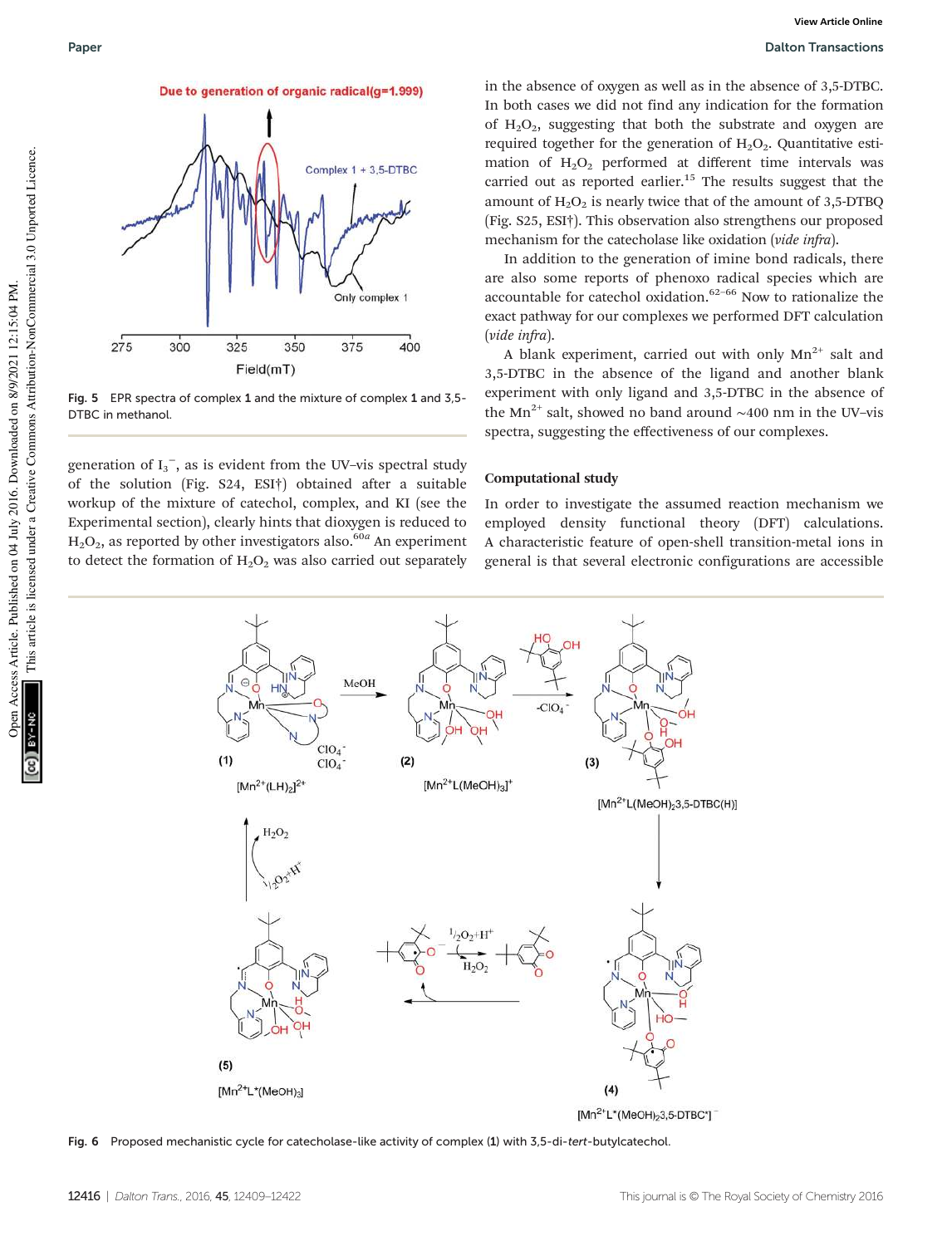Fig. 5 EPR spectra of complex **1** and the mixture of complex **1** and 3,5-DTBC in methanol.

generation of $I_3^-$, as is evident from the UV–vis spectral study of the solution (Fig. S24, ESI†) obtained after a suitable workup of the mixture of catechol, complex, and KI (see the Experimental section), clearly hints that dioxygen is reduced to $H_2O_2$, as reported by other investigators also.[60a] An experiment to detect the formation of $H_2O_2$ was also carried out separately in the absence of oxygen as well as in the absence of 3,5-DTBC. In both cases we did not find any indication for the formation of $H_2O_2$, suggesting that both the substrate and oxygen are required together for the generation of $H_2O_2$. Quantitative estimation of $H_2O_2$ performed at different time intervals was carried out as reported earlier.[15] The results suggest that the amount of $H_2O_2$ is nearly twice that of the amount of 3,5-DTBQ (Fig. S25, ESI†). This observation also strengthens our proposed mechanism for the catecholase like oxidation (*vide infra*).

In addition to the generation of imine bond radicals, there are also some reports of phenoxo radical species which are accountable for catechol oxidation.[62–66] Now to rationalize the exact pathway for our complexes we performed DFT calculation (*vide infra*).

A blank experiment, carried out with only $Mn^{2+}$ salt and 3,5-DTBC in the absence of the ligand and another blank experiment with only ligand and 3,5-DTBC in the absence of the $Mn^{2+}$ salt, showed no band around ~400 nm in the UV–vis spectra, suggesting the effectiveness of our complexes.

### Computational study

In order to investigate the assumed reaction mechanism we employed density functional theory (DFT) calculations. A characteristic feature of open-shell transition-metal ions in general is that several electronic configurations are accessible

Fig. 6 Proposed mechanistic cycle for catecholase-like activity of complex (**1**) with 3,5-di-*tert*-butylcatechol.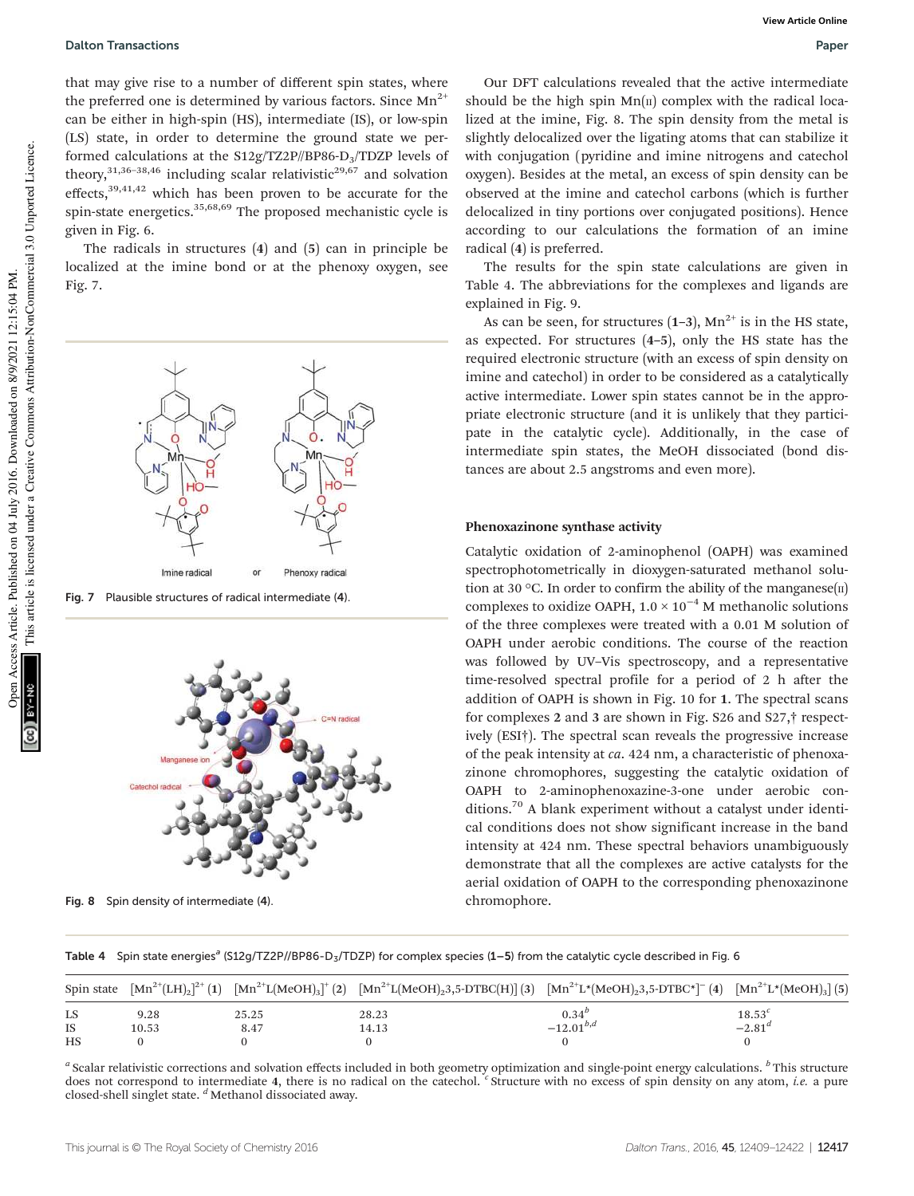that may give rise to a number of different spin states, where the preferred one is determined by various factors. Since $Mn^{2+}$ can be either in high-spin (HS), intermediate (IS), or low-spin (LS) state, in order to determine the ground state we performed calculations at the S12g/TZ2P//BP86-D$_3$/TDZP levels of theory,[31,36–38,46] including scalar relativistic[29,67] and solvation effects,[39,41,42] which has been proven to be accurate for the spin-state energetics.[35,68,69] The proposed mechanistic cycle is given in Fig. 6.

The radicals in structures (**4**) and (**5**) can in principle be localized at the imine bond or at the phenoxy oxygen, see Fig. 7.

Fig. 7 Plausible structures of radical intermediate (**4**).

Fig. 8 Spin density of intermediate (**4**).

Our DFT calculations revealed that the active intermediate should be the high spin Mn(II) complex with the radical localized at the imine, Fig. 8. The spin density from the metal is slightly delocalized over the ligating atoms that can stabilize it with conjugation (pyridine and imine nitrogens and catechol oxygen). Besides at the metal, an excess of spin density can be observed at the imine and catechol carbons (which is further delocalized in tiny portions over conjugated positions). Hence according to our calculations the formation of an imine radical (**4**) is preferred.

The results for the spin state calculations are given in Table 4. The abbreviations for the complexes and ligands are explained in Fig. 9.

As can be seen, for structures (**1–3**), $Mn^{2+}$ is in the HS state, as expected. For structures (**4–5**), only the HS state has the required electronic structure (with an excess of spin density on imine and catechol) in order to be considered as a catalytically active intermediate. Lower spin states cannot be in the appropriate electronic structure (and it is unlikely that they participate in the catalytic cycle). Additionally, in the case of intermediate spin states, the MeOH dissociated (bond distances are about 2.5 angstroms and even more).

### Phenoxazinone synthase activity

Catalytic oxidation of 2-aminophenol (OAPH) was examined spectrophotometrically in dioxygen-saturated methanol solution at 30 °C. In order to confirm the ability of the manganese(II) complexes to oxidize OAPH, $1.0 \times 10^{-4}$ M methanolic solutions of the three complexes were treated with a 0.01 M solution of OAPH under aerobic conditions. The course of the reaction was followed by UV–Vis spectroscopy, and a representative time-resolved spectral profile for a period of 2 h after the addition of OAPH is shown in Fig. 10 for **1**. The spectral scans for complexes **2** and **3** are shown in Fig. S26 and S27,† respectively (ESI†). The spectral scan reveals the progressive increase of the peak intensity at *ca.* 424 nm, a characteristic of phenoxazinone chromophores, suggesting the catalytic oxidation of OAPH to 2-aminophenoxazine-3-one under aerobic conditions.[70] A blank experiment without a catalyst under identical conditions does not show significant increase in the band intensity at 424 nm. These spectral behaviors unambiguously demonstrate that all the complexes are active catalysts for the aerial oxidation of OAPH to the corresponding phenoxazinone chromophore.

**Table 4** Spin state energies[a] (S12g/TZ2P//BP86-D$_3$/TDZP) for complex species (**1–5**) from the catalytic cycle described in Fig. 6

| Spin state | $[Mn^{2+}(LH)_2]^{2+}$ (**1**) | $[Mn^{2+}L(MeOH)_3]^{+}$ (**2**) | $[Mn^{2+}L(MeOH)_2 3,5\text{-DTBC(H)}]$ (**3**) | $[Mn^{2+}L^{*}(MeOH)_2 3,5\text{-DTBC}^{*}]^{-}$ (**4**) | $[Mn^{2+}L^{*}(MeOH)_3]$ (**5**) |
|---|---|---|---|---|---|
| LS | 9.28 | 25.25 | 28.23 | 0.34[b] | 18.53[c] |
| IS | 10.53 | 8.47 | 14.13 | −12.01[b,d] | −2.81[d] |
| HS | 0 | 0 | 0 | 0 | 0 |

[a] Scalar relativistic corrections and solvation effects included in both geometry optimization and single-point energy calculations. [b] This structure does not correspond to intermediate **4**, there is no radical on the catechol. [c] Structure with no excess of spin density on any atom, *i.e.* a pure closed-shell singlet state. [d] Methanol dissociated away.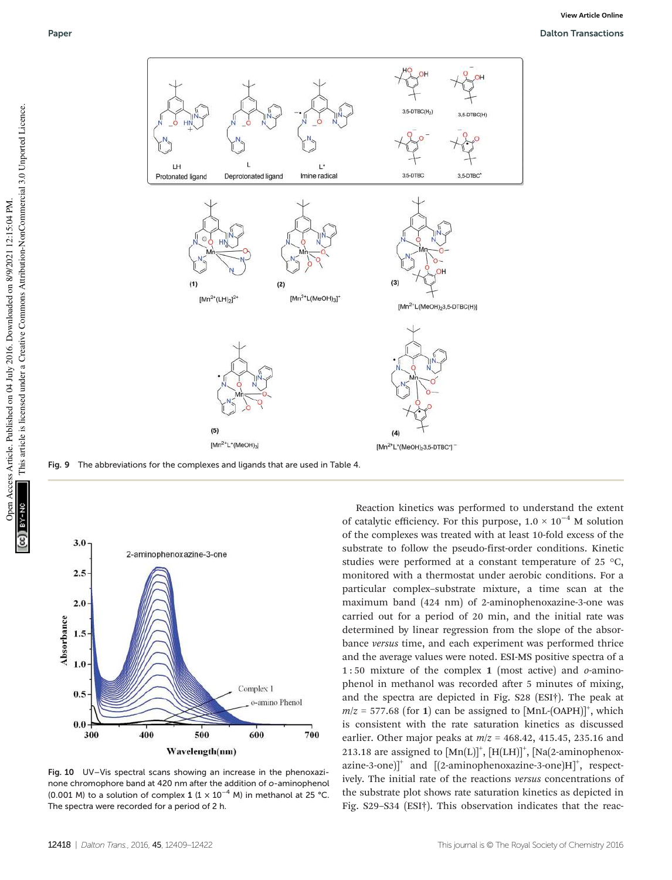Fig. 9 The abbreviations for the complexes and ligands that are used in Table 4.

Fig. 10 UV–Vis spectral scans showing an increase in the phenoxazinone chromophore band at 420 nm after the addition of *o*-aminophenol (0.001 M) to a solution of complex **1** ($1 \times 10^{-4}$ M) in methanol at 25 °C. The spectra were recorded for a period of 2 h.

Reaction kinetics was performed to understand the extent of catalytic efficiency. For this purpose, $1.0 \times 10^{-4}$ M solution of the complexes was treated with at least 10-fold excess of the substrate to follow the pseudo-first-order conditions. Kinetic studies were performed at a constant temperature of 25 °C, monitored with a thermostat under aerobic conditions. For a particular complex–substrate mixture, a time scan at the maximum band (424 nm) of 2-aminophenoxazine-3-one was carried out for a period of 20 min, and the initial rate was determined by linear regression from the slope of the absorbance *versus* time, and each experiment was performed thrice and the average values were noted. ESI-MS positive spectra of a 1 : 50 mixture of the complex **1** (most active) and *o*-aminophenol in methanol was recorded after 5 minutes of mixing, and the spectra are depicted in Fig. S28 (ESI†). The peak at $m/z$ = 577.68 (for **1**) can be assigned to $[MnL\text{-}(OAPH)]^+$, which is consistent with the rate saturation kinetics as discussed earlier. Other major peaks at $m/z$ = 468.42, 415.45, 235.16 and 213.18 are assigned to $[Mn(L)]^+$, $[H(LH)]^+$, [Na(2-aminophenoxazine-3-one)]$^+$ and [(2-aminophenoxazine-3-one)H]$^+$, respectively. The initial rate of the reactions *versus* concentrations of the substrate plot shows rate saturation kinetics as depicted in Fig. S29–S34 (ESI†). This observation indicates that the reac-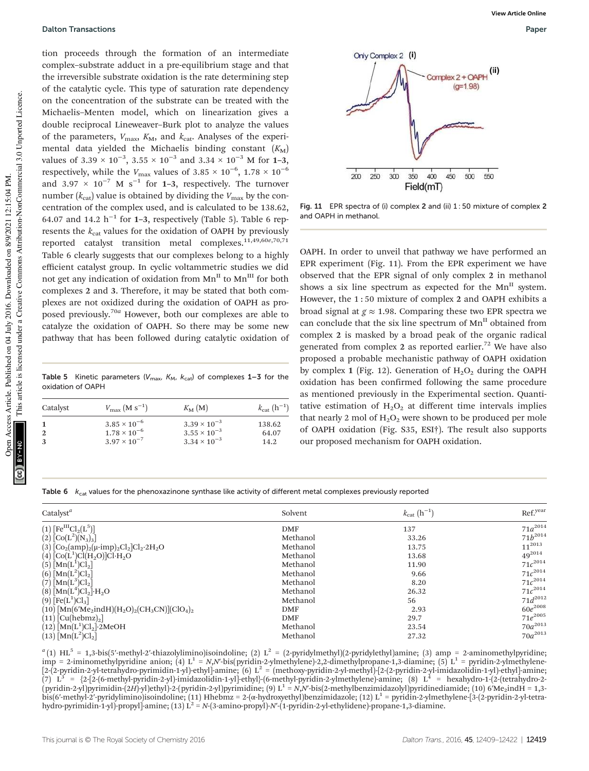tion proceeds through the formation of an intermediate complex–substrate adduct in a pre-equilibrium stage and that the irreversible substrate oxidation is the rate determining step of the catalytic cycle. This type of saturation rate dependency on the concentration of the substrate can be treated with the Michaelis–Menten model, which on linearization gives a double reciprocal Lineweaver–Burk plot to analyze the values of the parameters, $V_{max}$, $K_M$, and $k_{cat}$. Analyses of the experimental data yielded the Michaelis binding constant ($K_M$) values of $3.39 \times 10^{-3}$, $3.55 \times 10^{-3}$ and $3.34 \times 10^{-3}$ M for **1–3**, respectively, while the $V_{max}$ values of $3.85 \times 10^{-6}$, $1.78 \times 10^{-6}$ and $3.97 \times 10^{-7}$ M $s^{-1}$ for **1–3**, respectively. The turnover number ($k_{cat}$) value is obtained by dividing the $V_{max}$ by the concentration of the complex used, and is calculated to be 138.62, 64.07 and 14.2 $h^{-1}$ for **1–3**, respectively (Table 5). Table 6 represents the $k_{cat}$ values for the oxidation of OAPH by previously reported catalyst transition metal complexes.[11,49,60e,70,71] Table 6 clearly suggests that our complexes belong to a highly efficient catalyst group. In cyclic voltammetric studies we did not get any indication of oxidation from $Mn^{II}$ to $Mn^{III}$ for both complexes **2** and **3**. Therefore, it may be stated that both complexes are not oxidized during the oxidation of OAPH as proposed previously.[70a] However, both our complexes are able to catalyze the oxidation of OAPH. So there may be some new pathway that has been followed during catalytic oxidation of OAPH. In order to unveil that pathway we have performed an EPR experiment (Fig. 11). From the EPR experiment we have observed that the EPR signal of only complex **2** in methanol shows a six line spectrum as expected for the $Mn^{II}$ system. However, the 1 : 50 mixture of complex **2** and OAPH exhibits a broad signal at $g \approx 1.98$. Comparing these two EPR spectra we can conclude that the six line spectrum of $Mn^{II}$ obtained from complex **2** is masked by a broad peak of the organic radical generated from complex **2** as reported earlier.[72] We have also proposed a probable mechanistic pathway of OAPH oxidation by complex **1** (Fig. 12). Generation of $H_2O_2$ during the OAPH oxidation has been confirmed following the same procedure as mentioned previously in the Experimental section. Quantitative estimation of $H_2O_2$ at different time intervals implies that nearly 2 mol of $H_2O_2$ were shown to be produced per mole of OAPH oxidation (Fig. S35, ESI†). The result also supports our proposed mechanism for OAPH oxidation.

Fig. 11 EPR spectra of (i) complex **2** and (ii) 1 : 50 mixture of complex **2** and OAPH in methanol.

**Table 5** Kinetic parameters ($V_{max}$, $K_M$, $k_{cat}$) of complexes **1–3** for the oxidation of OAPH

| Catalyst | $V_{max}$ (M $s^{-1}$) | $K_M$ (M) | $k_{cat}$ ($h^{-1}$) |
|---|---|---|---|
| **1** | $3.85 \times 10^{-6}$ | $3.39 \times 10^{-3}$ | 138.62 |
| **2** | $1.78 \times 10^{-6}$ | $3.55 \times 10^{-3}$ | 64.07 |
| **3** | $3.97 \times 10^{-7}$ | $3.34 \times 10^{-3}$ | 14.2 |

**Table 6** $k_{cat}$ values for the phenoxazinone synthase like activity of different metal complexes previously reported

| Catalyst[a] | Solvent | $k_{cat}$ ($h^{-1}$) | Ref.[year] |
|---|---|---|---|
| (1) $[Fe^{III}Cl_2(L^5)]$ | DMF | 137 | 71a[2014] |
| (2) $[Co(L^2)(N_3)_3]$ | Methanol | 33.26 | 71b[2014] |
| (3) $[Co_2(amp)_2(\mu\text{-imp})_2Cl_2]Cl_2\cdot 2H_2O$ | Methanol | 13.75 | 11[2013] |
| (4) $[Co(L^1)Cl(H_2O)]Cl\cdot H_2O$ | Methanol | 13.68 | 49[2014] |
| (5) $[Mn(L^1)Cl_2]$ | Methanol | 11.90 | 71c[2014] |
| (6) $[Mn(L^2)Cl_2]$ | Methanol | 9.66 | 71c[2014] |
| (7) $[Mn(L^3)Cl_2]$ | Methanol | 8.20 | 71c[2014] |
| (8) $[Mn(L^4)Cl_2]\cdot H_2O$ | Methanol | 26.32 | 71c[2014] |
| (9) $[Fe(L^1)Cl_3]$ | Methanol | 56 | 71d[2012] |
| (10) $[Mn(6'Me_2indH)(H_2O)_2(CH_3CN)](ClO_4)_2$ | DMF | 2.93 | 60e[2008] |
| (11) $[Cu(hebmz)_2]$ | DMF | 29.7 | 71e[2005] |
| (12) $[Mn(L^1)Cl_2]\cdot 2MeOH$ | Methanol | 23.54 | 70a[2013] |
| (13) $[Mn(L^2)Cl_2]$ | Methanol | 27.32 | 70a[2013] |

[a] (1) $HL^5$ = 1,3-bis(5′-methyl-2′-thiazolylimino)isoindoline; (2) $L^2$ = (2-pyridylmethyl)(2-pyridylethyl)amine; (3) amp = 2-aminomethylpyridine; imp = 2-iminomethylpyridine anion; (4) $L^1$ = *N*,*N*′-bis(pyridin-2-ylmethylene)-2,2-dimethylpropane-1,3-diamine; (5) $L^1$ = pyridin-2-ylmethylene-[2-(2-pyridin-2-yl-tetrahydro-pyrimidin-1-yl)-ethyl]-amine; (6) $L^2$ = (methoxy-pyridin-2-yl-methyl)-[2-(2-pyridin-2-yl-imidazolidin-1-yl)-ethyl]-amine; (7) $L^3$ = {2-[2-(6-methyl-pyridin-2-yl)-imidazolidin-1-yl]-ethyl}-(6-methyl-pyridin-2-ylmethylene)-amine; (8) $L^4$ = hexahydro-1-(2-(tetrahydro-2-(pyridin-2-yl)pyrimidin-(2*H*)-yl)ethyl)-2-(pyridin-2-yl)pyrimidine; (9) $L^1$ = *N*,*N*′-bis(2-methylbenzimidazolyl)pyridinediamide; (10) 6′$Me_2$indH = 1,3-bis(6′-methyl-2′-pyridylimino)isoindoline; (11) Hhebmz = 2-(α-hydroxyethyl)benzimidazole; (12) $L^1$ = pyridin-2-ylmethylene-[3-(2-pyridin-2-yl-tetrahydro-pyrimidin-1-yl)-propyl]-amine; (13) $L^2$ = *N*-(3-amino-propyl)-*N*′-(1-pyridin-2-yl-ethylidene)-propane-1,3-diamine.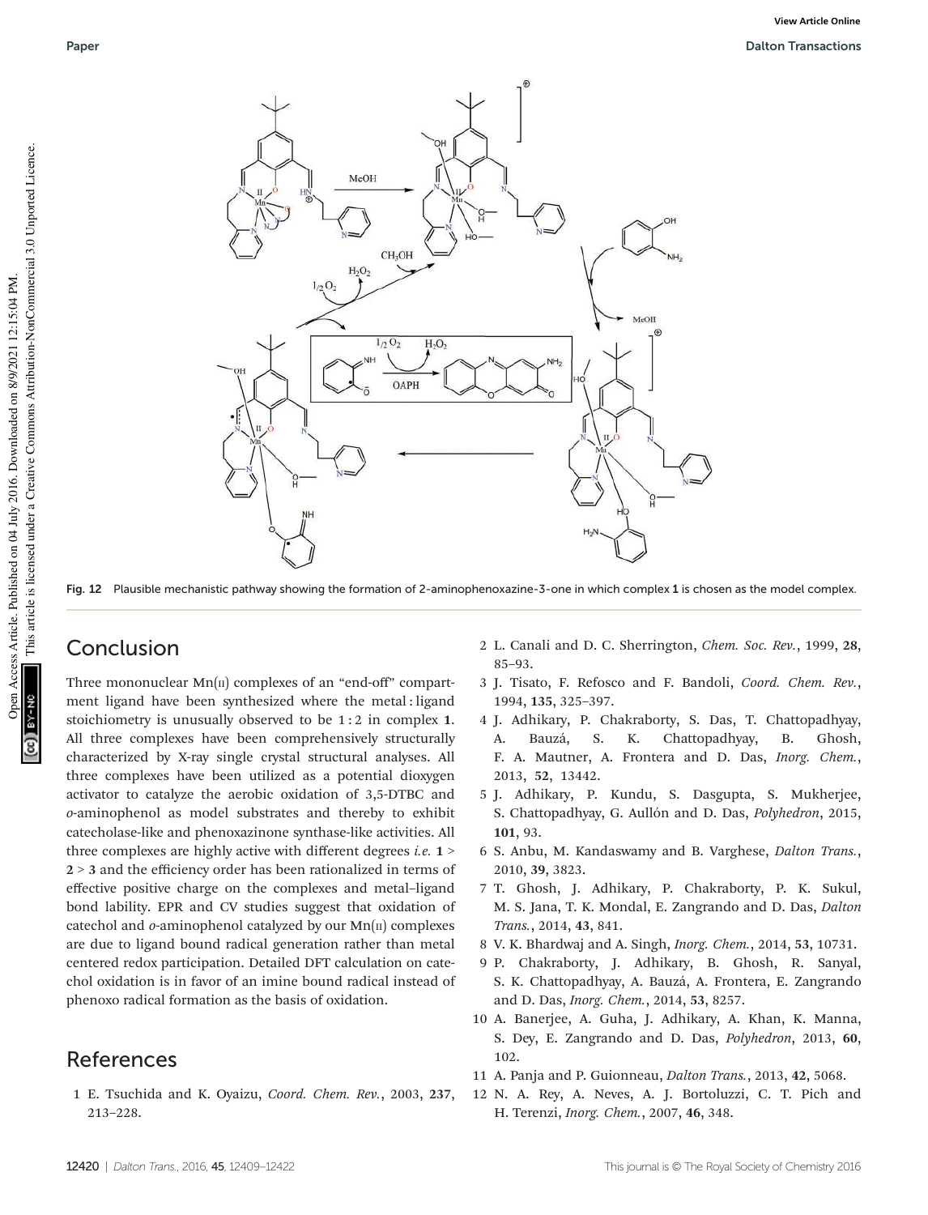Fig. 12 Plausible mechanistic pathway showing the formation of 2-aminophenoxazine-3-one in which complex **1** is chosen as the model complex.

## Conclusion

Three mononuclear Mn(II) complexes of an "end-off" compartment ligand have been synthesized where the metal : ligand stoichiometry is unusually observed to be 1 : 2 in complex **1**. All three complexes have been comprehensively structurally characterized by X-ray single crystal structural analyses. All three complexes have been utilized as a potential dioxygen activator to catalyze the aerobic oxidation of 3,5-DTBC and *o*-aminophenol as model substrates and thereby to exhibit catecholase-like and phenoxazinone synthase-like activities. All three complexes are highly active with different degrees *i.e.* **1** > **2** > **3** and the efficiency order has been rationalized in terms of effective positive charge on the complexes and metal–ligand bond lability. EPR and CV studies suggest that oxidation of catechol and *o*-aminophenol catalyzed by our Mn(II) complexes are due to ligand bound radical generation rather than metal centered redox participation. Detailed DFT calculation on catechol oxidation is in favor of an imine bound radical instead of phenoxo radical formation as the basis of oxidation.

## References

1. E. Tsuchida and K. Oyaizu, *Coord. Chem. Rev.*, 2003, **237**, 213–228.
2. L. Canali and D. C. Sherrington, *Chem. Soc. Rev.*, 1999, **28**, 85–93.
3. J. Tisato, F. Refosco and F. Bandoli, *Coord. Chem. Rev.*, 1994, **135**, 325–397.
4. J. Adhikary, P. Chakraborty, S. Das, T. Chattopadhyay, A. Bauzá, S. K. Chattopadhyay, B. Ghosh, F. A. Mautner, A. Frontera and D. Das, *Inorg. Chem.*, 2013, **52**, 13442.
5. J. Adhikary, P. Kundu, S. Dasgupta, S. Mukherjee, S. Chattopadhyay, G. Aullón and D. Das, *Polyhedron*, 2015, **101**, 93.
6. S. Anbu, M. Kandaswamy and B. Varghese, *Dalton Trans.*, 2010, **39**, 3823.
7. T. Ghosh, J. Adhikary, P. Chakraborty, P. K. Sukul, M. S. Jana, T. K. Mondal, E. Zangrando and D. Das, *Dalton Trans.*, 2014, **43**, 841.
8. V. K. Bhardwaj and A. Singh, *Inorg. Chem.*, 2014, **53**, 10731.
9. P. Chakraborty, J. Adhikary, B. Ghosh, R. Sanyal, S. K. Chattopadhyay, A. Bauzá, A. Frontera, E. Zangrando and D. Das, *Inorg. Chem.*, 2014, **53**, 8257.
10. A. Banerjee, A. Guha, J. Adhikary, A. Khan, K. Manna, S. Dey, E. Zangrando and D. Das, *Polyhedron*, 2013, **60**, 102.
11. A. Panja and P. Guionneau, *Dalton Trans.*, 2013, **42**, 5068.
12. N. A. Rey, A. Neves, A. J. Bortoluzzi, C. T. Pich and H. Terenzi, *Inorg. Chem.*, 2007, **46**, 348.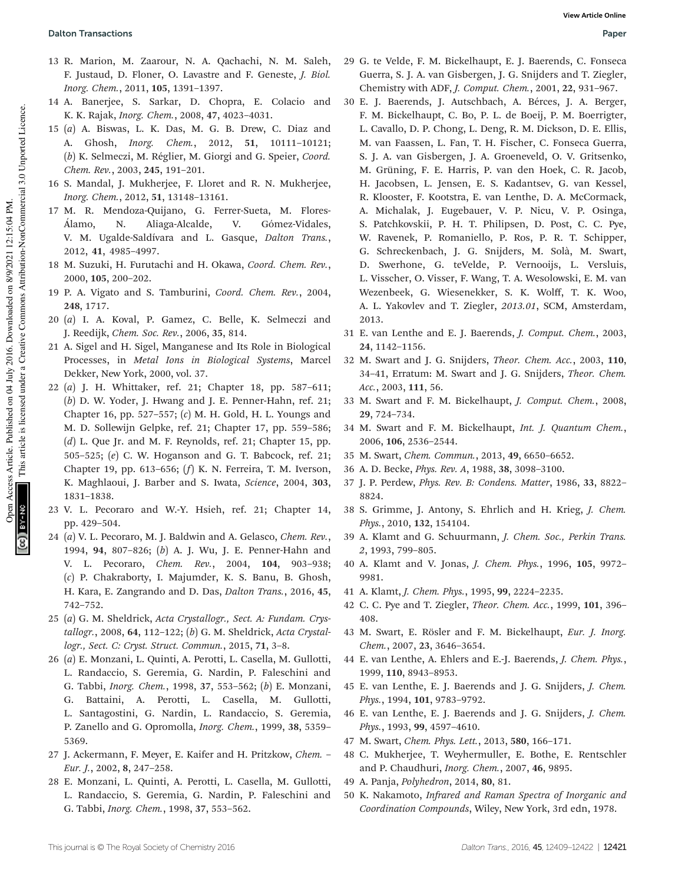13 R. Marion, M. Zaarour, N. A. Qachachi, N. M. Saleh, F. Justaud, D. Floner, O. Lavastre and F. Geneste, *J. Biol. Inorg. Chem.*, 2011, **105**, 1391–1397.

14 A. Banerjee, S. Sarkar, D. Chopra, E. Colacio and K. K. Rajak, *Inorg. Chem.*, 2008, **47**, 4023–4031.

15 (*a*) A. Biswas, L. K. Das, M. G. B. Drew, C. Diaz and A. Ghosh, *Inorg. Chem.*, 2012, **51**, 10111–10121; (*b*) K. Selmeczi, M. Réglier, M. Giorgi and G. Speier, *Coord. Chem. Rev.*, 2003, **245**, 191–201.

16 S. Mandal, J. Mukherjee, F. Lloret and R. N. Mukherjee, *Inorg. Chem.*, 2012, **51**, 13148–13161.

17 M. R. Mendoza-Quijano, G. Ferrer-Sueta, M. Flores-Álamo, N. Aliaga-Alcalde, V. Gómez-Vidales, V. M. Ugalde-Saldívara and L. Gasque, *Dalton Trans.*, 2012, **41**, 4985–4997.

18 M. Suzuki, H. Furutachi and H. Okawa, *Coord. Chem. Rev.*, 2000, **105**, 200–202.

19 P. A. Vigato and S. Tamburini, *Coord. Chem. Rev.*, 2004, **248**, 1717.

20 (*a*) I. A. Koval, P. Gamez, C. Belle, K. Selmeczi and J. Reedijk, *Chem. Soc. Rev.*, 2006, **35**, 814.

21 A. Sigel and H. Sigel, Manganese and Its Role in Biological Processes, in *Metal Ions in Biological Systems*, Marcel Dekker, New York, 2000, vol. 37.

22 (*a*) J. H. Whittaker, ref. 21; Chapter 18, pp. 587–611; (*b*) D. W. Yoder, J. Hwang and J. E. Penner-Hahn, ref. 21; Chapter 16, pp. 527–557; (*c*) M. H. Gold, H. L. Youngs and M. D. Sollewijn Gelpke, ref. 21; Chapter 17, pp. 559–586; (*d*) L. Que Jr. and M. F. Reynolds, ref. 21; Chapter 15, pp. 505–525; (*e*) C. W. Hoganson and G. T. Babcock, ref. 21; Chapter 19, pp. 613–656; (*f*) K. N. Ferreira, T. M. Iverson, K. Maghlaoui, J. Barber and S. Iwata, *Science*, 2004, **303**, 1831–1838.

23 V. L. Pecoraro and W.-Y. Hsieh, ref. 21; Chapter 14, pp. 429–504.

24 (*a*) V. L. Pecoraro, M. J. Baldwin and A. Gelasco, *Chem. Rev.*, 1994, **94**, 807–826; (*b*) A. J. Wu, J. E. Penner-Hahn and V. L. Pecoraro, *Chem. Rev.*, 2004, **104**, 903–938; (*c*) P. Chakraborty, I. Majumder, K. S. Banu, B. Ghosh, H. Kara, E. Zangrando and D. Das, *Dalton Trans.*, 2016, **45**, 742–752.

25 (*a*) G. M. Sheldrick, *Acta Crystallogr., Sect. A: Fundam. Crystallogr.*, 2008, **64**, 112–122; (*b*) G. M. Sheldrick, *Acta Crystallogr., Sect. C: Cryst. Struct. Commun.*, 2015, **71**, 3–8.

26 (*a*) E. Monzani, L. Quinti, A. Perotti, L. Casella, M. Gullotti, L. Randaccio, S. Geremia, G. Nardin, P. Faleschini and G. Tabbi, *Inorg. Chem.*, 1998, **37**, 553–562; (*b*) E. Monzani, G. Battaini, A. Perotti, L. Casella, M. Gullotti, L. Santagostini, G. Nardin, L. Randaccio, S. Geremia, P. Zanello and G. Opromolla, *Inorg. Chem.*, 1999, **38**, 5359–5369.

27 J. Ackermann, F. Meyer, E. Kaifer and H. Pritzkow, *Chem. – Eur. J.*, 2002, **8**, 247–258.

28 E. Monzani, L. Quinti, A. Perotti, L. Casella, M. Gullotti, L. Randaccio, S. Geremia, G. Nardin, P. Faleschini and G. Tabbi, *Inorg. Chem.*, 1998, **37**, 553–562.

29 G. te Velde, F. M. Bickelhaupt, E. J. Baerends, C. Fonseca Guerra, S. J. A. van Gisbergen, J. G. Snijders and T. Ziegler, Chemistry with ADF, *J. Comput. Chem.*, 2001, **22**, 931–967.

30 E. J. Baerends, J. Autschbach, A. Bérces, J. A. Berger, F. M. Bickelhaupt, C. Bo, P. L. de Boeij, P. M. Boerrigter, L. Cavallo, D. P. Chong, L. Deng, R. M. Dickson, D. E. Ellis, M. van Faassen, L. Fan, T. H. Fischer, C. Fonseca Guerra, S. J. A. van Gisbergen, J. A. Groeneveld, O. V. Gritsenko, M. Grüning, F. E. Harris, P. van den Hoek, C. R. Jacob, H. Jacobsen, L. Jensen, E. S. Kadantsev, G. van Kessel, R. Klooster, F. Kootstra, E. van Lenthe, D. A. McCormack, A. Michalak, J. Eugebauer, V. P. Nicu, V. P. Osinga, S. Patchkovskii, P. H. T. Philipsen, D. Post, C. C. Pye, W. Ravenek, P. Romaniello, P. Ros, P. R. T. Schipper, G. Schreckenbach, J. G. Snijders, M. Solà, M. Swart, D. Swerhone, G. teVelde, P. Vernooijs, L. Versluis, L. Visscher, O. Visser, F. Wang, T. A. Wesolowski, E. M. van Wezenbeek, G. Wiesenekker, S. K. Wolff, T. K. Woo, A. L. Yakovlev and T. Ziegler, *2013.01*, SCM, Amsterdam, 2013.

31 E. van Lenthe and E. J. Baerends, *J. Comput. Chem.*, 2003, **24**, 1142–1156.

32 M. Swart and J. G. Snijders, *Theor. Chem. Acc.*, 2003, **110**, 34–41, Erratum: M. Swart and J. G. Snijders, *Theor. Chem. Acc.*, 2003, **111**, 56.

33 M. Swart and F. M. Bickelhaupt, *J. Comput. Chem.*, 2008, **29**, 724–734.

34 M. Swart and F. M. Bickelhaupt, *Int. J. Quantum Chem.*, 2006, **106**, 2536–2544.

35 M. Swart, *Chem. Commun.*, 2013, **49**, 6650–6652.

36 A. D. Becke, *Phys. Rev. A*, 1988, **38**, 3098–3100.

37 J. P. Perdew, *Phys. Rev. B: Condens. Matter*, 1986, **33**, 8822–8824.

38 S. Grimme, J. Antony, S. Ehrlich and H. Krieg, *J. Chem. Phys.*, 2010, **132**, 154104.

39 A. Klamt and G. Schuurmann, *J. Chem. Soc., Perkin Trans. 2*, 1993, 799–805.

40 A. Klamt and V. Jonas, *J. Chem. Phys.*, 1996, **105**, 9972–9981.

41 A. Klamt, *J. Chem. Phys.*, 1995, **99**, 2224–2235.

42 C. C. Pye and T. Ziegler, *Theor. Chem. Acc.*, 1999, **101**, 396–408.

43 M. Swart, E. Rösler and F. M. Bickelhaupt, *Eur. J. Inorg. Chem.*, 2007, **23**, 3646–3654.

44 E. van Lenthe, A. Ehlers and E.-J. Baerends, *J. Chem. Phys.*, 1999, **110**, 8943–8953.

45 E. van Lenthe, E. J. Baerends and J. G. Snijders, *J. Chem. Phys.*, 1994, **101**, 9783–9792.

46 E. van Lenthe, E. J. Baerends and J. G. Snijders, *J. Chem. Phys.*, 1993, **99**, 4597–4610.

47 M. Swart, *Chem. Phys. Lett.*, 2013, **580**, 166–171.

48 C. Mukherjee, T. Weyhermuller, E. Bothe, E. Rentschler and P. Chaudhuri, *Inorg. Chem.*, 2007, **46**, 9895.

49 A. Panja, *Polyhedron*, 2014, **80**, 81.

50 K. Nakamoto, *Infrared and Raman Spectra of Inorganic and Coordination Compounds*, Wiley, New York, 3rd edn, 1978.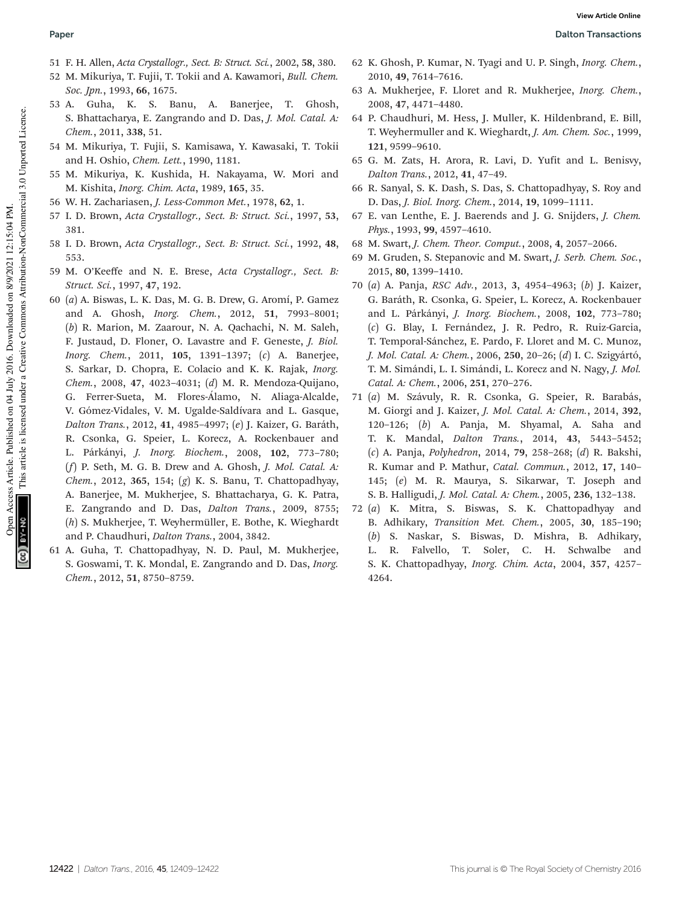51 F. H. Allen, *Acta Crystallogr., Sect. B: Struct. Sci.*, 2002, **58**, 380.

52 M. Mikuriya, T. Fujii, T. Tokii and A. Kawamori, *Bull. Chem. Soc. Jpn.*, 1993, **66**, 1675.

53 A. Guha, K. S. Banu, A. Banerjee, T. Ghosh, S. Bhattacharya, E. Zangrando and D. Das, *J. Mol. Catal. A: Chem.*, 2011, **338**, 51.

54 M. Mikuriya, T. Fujii, S. Kamisawa, Y. Kawasaki, T. Tokii and H. Oshio, *Chem. Lett.*, 1990, 1181.

55 M. Mikuriya, K. Kushida, H. Nakayama, W. Mori and M. Kishita, *Inorg. Chim. Acta*, 1989, **165**, 35.

56 W. H. Zachariasen, *J. Less-Common Met.*, 1978, **62**, 1.

57 I. D. Brown, *Acta Crystallogr., Sect. B: Struct. Sci.*, 1997, **53**, 381.

58 I. D. Brown, *Acta Crystallogr., Sect. B: Struct. Sci.*, 1992, **48**, 553.

59 M. O'Keeffe and N. E. Brese, *Acta Crystallogr., Sect. B: Struct. Sci.*, 1997, **47**, 192.

60 (*a*) A. Biswas, L. K. Das, M. G. B. Drew, G. Aromí, P. Gamez and A. Ghosh, *Inorg. Chem.*, 2012, **51**, 7993–8001; (*b*) R. Marion, M. Zaarour, N. A. Qachachi, N. M. Saleh, F. Justaud, D. Floner, O. Lavastre and F. Geneste, *J. Biol. Inorg. Chem.*, 2011, **105**, 1391–1397; (*c*) A. Banerjee, S. Sarkar, D. Chopra, E. Colacio and K. K. Rajak, *Inorg. Chem.*, 2008, **47**, 4023–4031; (*d*) M. R. Mendoza-Quijano, G. Ferrer-Sueta, M. Flores-Álamo, N. Aliaga-Alcalde, V. Gómez-Vidales, V. M. Ugalde-Saldívara and L. Gasque, *Dalton Trans.*, 2012, **41**, 4985–4997; (*e*) J. Kaizer, G. Baráth, R. Csonka, G. Speier, L. Korecz, A. Rockenbauer and L. Párkányi, *J. Inorg. Biochem.*, 2008, **102**, 773–780; (*f*) P. Seth, M. G. B. Drew and A. Ghosh, *J. Mol. Catal. A: Chem.*, 2012, **365**, 154; (*g*) K. S. Banu, T. Chattopadhyay, A. Banerjee, M. Mukherjee, S. Bhattacharya, G. K. Patra, E. Zangrando and D. Das, *Dalton Trans.*, 2009, 8755; (*h*) S. Mukherjee, T. Weyhermüller, E. Bothe, K. Wieghardt and P. Chaudhuri, *Dalton Trans.*, 2004, 3842.

61 A. Guha, T. Chattopadhyay, N. D. Paul, M. Mukherjee, S. Goswami, T. K. Mondal, E. Zangrando and D. Das, *Inorg. Chem.*, 2012, **51**, 8750–8759.

62 K. Ghosh, P. Kumar, N. Tyagi and U. P. Singh, *Inorg. Chem.*, 2010, **49**, 7614–7616.

63 A. Mukherjee, F. Lloret and R. Mukherjee, *Inorg. Chem.*, 2008, **47**, 4471–4480.

64 P. Chaudhuri, M. Hess, J. Muller, K. Hildenbrand, E. Bill, T. Weyhermuller and K. Wieghardt, *J. Am. Chem. Soc.*, 1999, **121**, 9599–9610.

65 G. M. Zats, H. Arora, R. Lavi, D. Yufit and L. Benisvy, *Dalton Trans.*, 2012, **41**, 47–49.

66 R. Sanyal, S. K. Dash, S. Das, S. Chattopadhyay, S. Roy and D. Das, *J. Biol. Inorg. Chem.*, 2014, **19**, 1099–1111.

67 E. van Lenthe, E. J. Baerends and J. G. Snijders, *J. Chem. Phys.*, 1993, **99**, 4597–4610.

68 M. Swart, *J. Chem. Theor. Comput.*, 2008, **4**, 2057–2066.

69 M. Gruden, S. Stepanovic and M. Swart, *J. Serb. Chem. Soc.*, 2015, **80**, 1399–1410.

70 (*a*) A. Panja, *RSC Adv.*, 2013, **3**, 4954–4963; (*b*) J. Kaizer, G. Baráth, R. Csonka, G. Speier, L. Korecz, A. Rockenbauer and L. Párkányi, *J. Inorg. Biochem.*, 2008, **102**, 773–780; (*c*) G. Blay, I. Fernández, J. R. Pedro, R. Ruiz-Garcia, T. Temporal-Sánchez, E. Pardo, F. Lloret and M. C. Munoz, *J. Mol. Catal. A: Chem.*, 2006, **250**, 20–26; (*d*) I. C. Szigyártó, T. M. Simándi, L. I. Simándi, L. Korecz and N. Nagy, *J. Mol. Catal. A: Chem.*, 2006, **251**, 270–276.

71 (*a*) M. Szávuly, R. R. Csonka, G. Speier, R. Barabás, M. Giorgi and J. Kaizer, *J. Mol. Catal. A: Chem.*, 2014, **392**, 120–126; (*b*) A. Panja, M. Shyamal, A. Saha and T. K. Mandal, *Dalton Trans.*, 2014, **43**, 5443–5452; (*c*) A. Panja, *Polyhedron*, 2014, **79**, 258–268; (*d*) R. Bakshi, R. Kumar and P. Mathur, *Catal. Commun.*, 2012, **17**, 140–145; (*e*) M. R. Maurya, S. Sikarwar, T. Joseph and S. B. Halligudi, *J. Mol. Catal. A: Chem.*, 2005, **236**, 132–138.

72 (*a*) K. Mitra, S. Biswas, S. K. Chattopadhyay and B. Adhikary, *Transition Met. Chem.*, 2005, **30**, 185–190; (*b*) S. Naskar, S. Biswas, D. Mishra, B. Adhikary, L. R. Falvello, T. Soler, C. H. Schwalbe and S. K. Chattopadhyay, *Inorg. Chim. Acta*, 2004, **357**, 4257–4264.